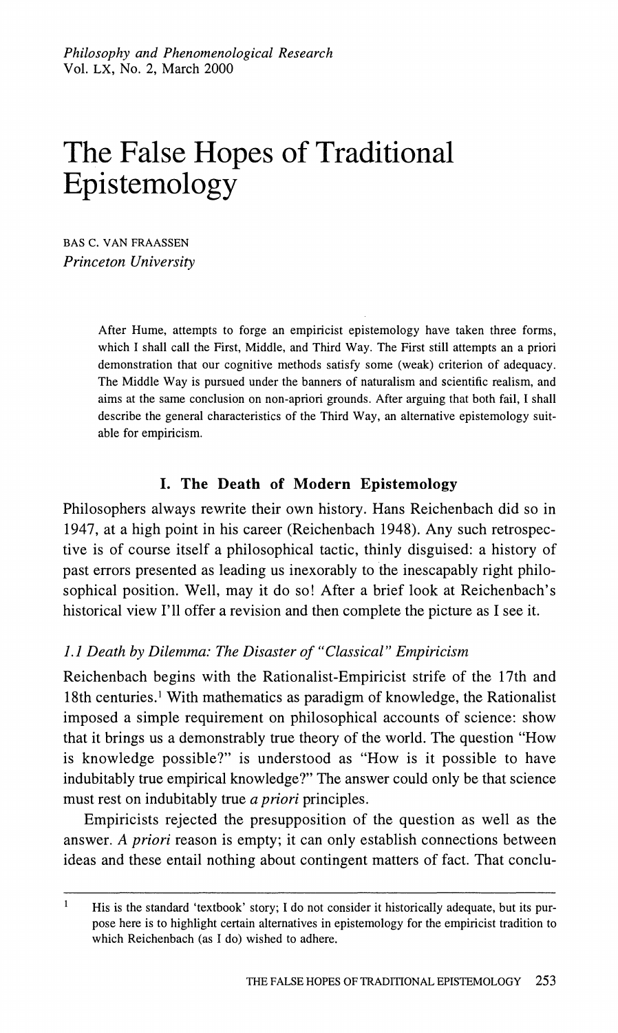# The False Hopes of Traditional Epistemology

BAS C. VAN FRAASSEN
*Princeton University*

> After Hume, attempts to forge an empiricist epistemology have taken three forms, which I shall call the First, Middle, and Third Way. The First still attempts an a priori demonstration that our cognitive methods satisfy some (weak) criterion of adequacy. The Middle Way is pursued under the banners of naturalism and scientific realism, and aims at the same conclusion on non-apriori grounds. After arguing that both fail, I shall describe the general characteristics of the Third Way, an alternative epistemology suitable for empiricism.

## I. The Death of Modern Epistemology

Philosophers always rewrite their own history. Hans Reichenbach did so in 1947, at a high point in his career (Reichenbach 1948). Any such retrospective is of course itself a philosophical tactic, thinly disguised: a history of past errors presented as leading us inexorably to the inescapably right philosophical position. Well, may it do so! After a brief look at Reichenbach's historical view I'll offer a revision and then complete the picture as I see it.

### *1.1 Death by Dilemma: The Disaster of "Classical" Empiricism*

Reichenbach begins with the Rationalist-Empiricist strife of the 17th and 18th centuries.[1] With mathematics as paradigm of knowledge, the Rationalist imposed a simple requirement on philosophical accounts of science: show that it brings us a demonstrably true theory of the world. The question "How is knowledge possible?" is understood as "How is it possible to have indubitably true empirical knowledge?" The answer could only be that science must rest on indubitably true *a priori* principles.

Empiricists rejected the presupposition of the question as well as the answer. *A priori* reason is empty; it can only establish connections between ideas and these entail nothing about contingent matters of fact. That conclu-

[1] His is the standard 'textbook' story; I do not consider it historically adequate, but its purpose here is to highlight certain alternatives in epistemology for the empiricist tradition to which Reichenbach (as I do) wished to adhere.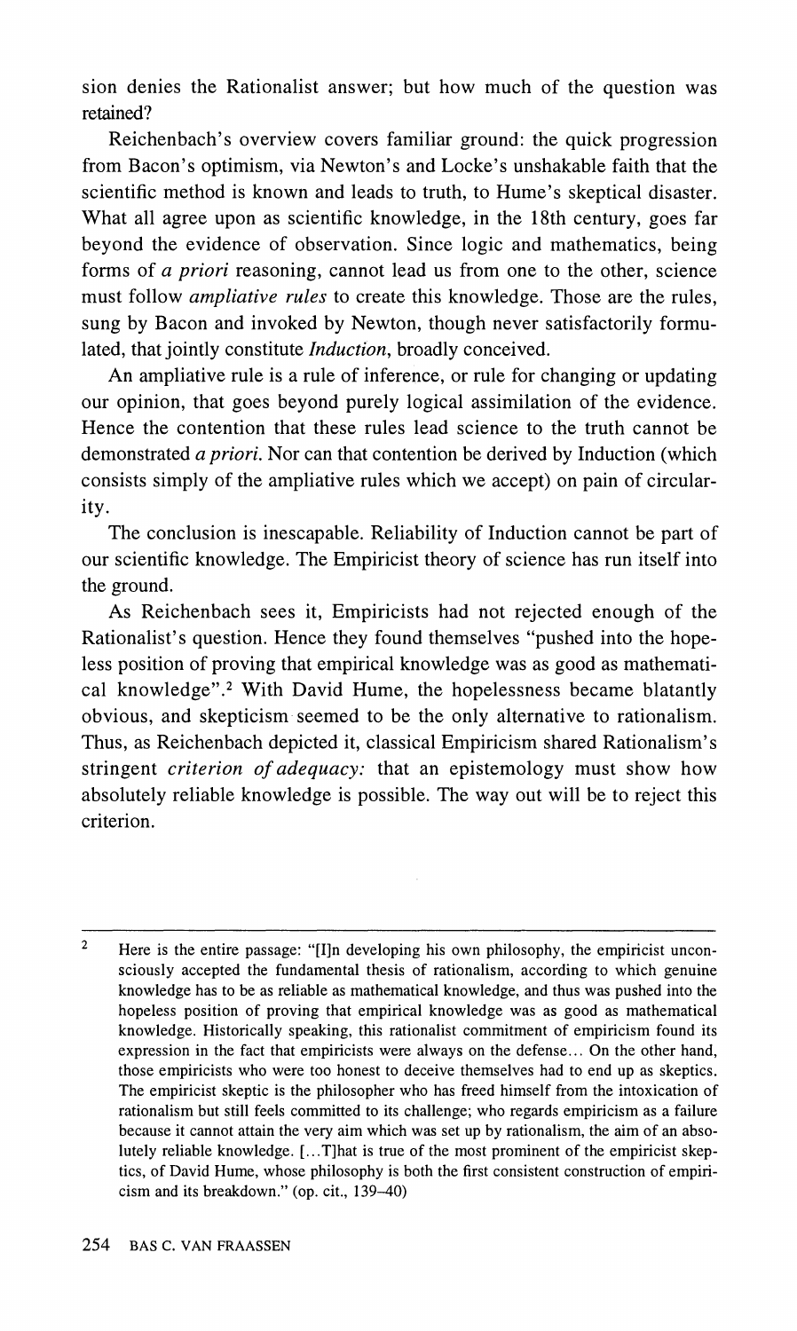sion denies the Rationalist answer; but how much of the question was retained?

Reichenbach's overview covers familiar ground: the quick progression from Bacon's optimism, via Newton's and Locke's unshakable faith that the scientific method is known and leads to truth, to Hume's skeptical disaster. What all agree upon as scientific knowledge, in the 18th century, goes far beyond the evidence of observation. Since logic and mathematics, being forms of *a priori* reasoning, cannot lead us from one to the other, science must follow *ampliative rules* to create this knowledge. Those are the rules, sung by Bacon and invoked by Newton, though never satisfactorily formulated, that jointly constitute *Induction*, broadly conceived.

An ampliative rule is a rule of inference, or rule for changing or updating our opinion, that goes beyond purely logical assimilation of the evidence. Hence the contention that these rules lead science to the truth cannot be demonstrated *a priori*. Nor can that contention be derived by Induction (which consists simply of the ampliative rules which we accept) on pain of circularity.

The conclusion is inescapable. Reliability of Induction cannot be part of our scientific knowledge. The Empiricist theory of science has run itself into the ground.

As Reichenbach sees it, Empiricists had not rejected enough of the Rationalist's question. Hence they found themselves "pushed into the hopeless position of proving that empirical knowledge was as good as mathematical knowledge".[2] With David Hume, the hopelessness became blatantly obvious, and skepticism seemed to be the only alternative to rationalism. Thus, as Reichenbach depicted it, classical Empiricism shared Rationalism's stringent *criterion of adequacy:* that an epistemology must show how absolutely reliable knowledge is possible. The way out will be to reject this criterion.

---

[2] Here is the entire passage: "[I]n developing his own philosophy, the empiricist unconsciously accepted the fundamental thesis of rationalism, according to which genuine knowledge has to be as reliable as mathematical knowledge, and thus was pushed into the hopeless position of proving that empirical knowledge was as good as mathematical knowledge. Historically speaking, this rationalist commitment of empiricism found its expression in the fact that empiricists were always on the defense... On the other hand, those empiricists who were too honest to deceive themselves had to end up as skeptics. The empiricist skeptic is the philosopher who has freed himself from the intoxication of rationalism but still feels committed to its challenge; who regards empiricism as a failure because it cannot attain the very aim which was set up by rationalism, the aim of an absolutely reliable knowledge. [...T]hat is true of the most prominent of the empiricist skeptics, of David Hume, whose philosophy is both the first consistent construction of empiricism and its breakdown." (op. cit., 139–40)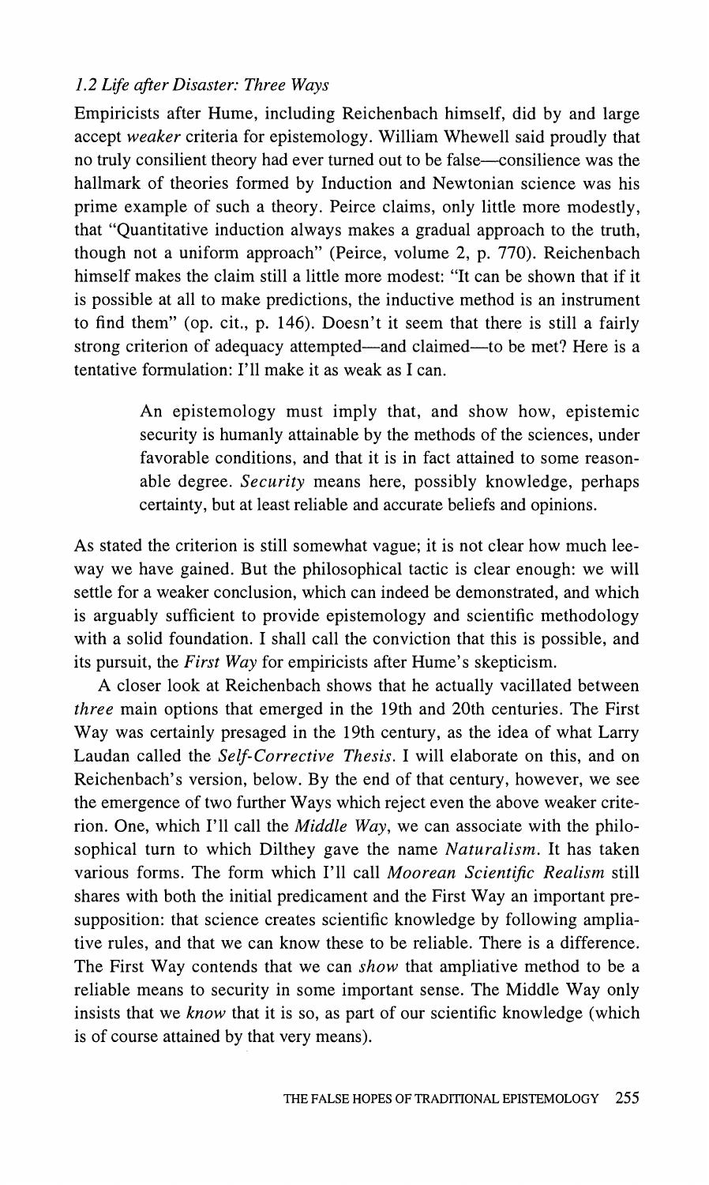### *1.2 Life after Disaster: Three Ways*

Empiricists after Hume, including Reichenbach himself, did by and large accept *weaker* criteria for epistemology. William Whewell said proudly that no truly consilient theory had ever turned out to be false—consilience was the hallmark of theories formed by Induction and Newtonian science was his prime example of such a theory. Peirce claims, only little more modestly, that "Quantitative induction always makes a gradual approach to the truth, though not a uniform approach" (Peirce, volume 2, p. 770). Reichenbach himself makes the claim still a little more modest: "It can be shown that if it is possible at all to make predictions, the inductive method is an instrument to find them" (op. cit., p. 146). Doesn't it seem that there is still a fairly strong criterion of adequacy attempted—and claimed—to be met? Here is a tentative formulation: I'll make it as weak as I can.

> An epistemology must imply that, and show how, epistemic security is humanly attainable by the methods of the sciences, under favorable conditions, and that it is in fact attained to some reasonable degree. *Security* means here, possibly knowledge, perhaps certainty, but at least reliable and accurate beliefs and opinions.

As stated the criterion is still somewhat vague; it is not clear how much leeway we have gained. But the philosophical tactic is clear enough: we will settle for a weaker conclusion, which can indeed be demonstrated, and which is arguably sufficient to provide epistemology and scientific methodology with a solid foundation. I shall call the conviction that this is possible, and its pursuit, the *First Way* for empiricists after Hume's skepticism.

A closer look at Reichenbach shows that he actually vacillated between *three* main options that emerged in the 19th and 20th centuries. The First Way was certainly presaged in the 19th century, as the idea of what Larry Laudan called the *Self-Corrective Thesis*. I will elaborate on this, and on Reichenbach's version, below. By the end of that century, however, we see the emergence of two further Ways which reject even the above weaker criterion. One, which I'll call the *Middle Way*, we can associate with the philosophical turn to which Dilthey gave the name *Naturalism*. It has taken various forms. The form which I'll call *Moorean Scientific Realism* still shares with both the initial predicament and the First Way an important presupposition: that science creates scientific knowledge by following ampliative rules, and that we can know these to be reliable. There is a difference. The First Way contends that we can *show* that ampliative method to be a reliable means to security in some important sense. The Middle Way only insists that we *know* that it is so, as part of our scientific knowledge (which is of course attained by that very means).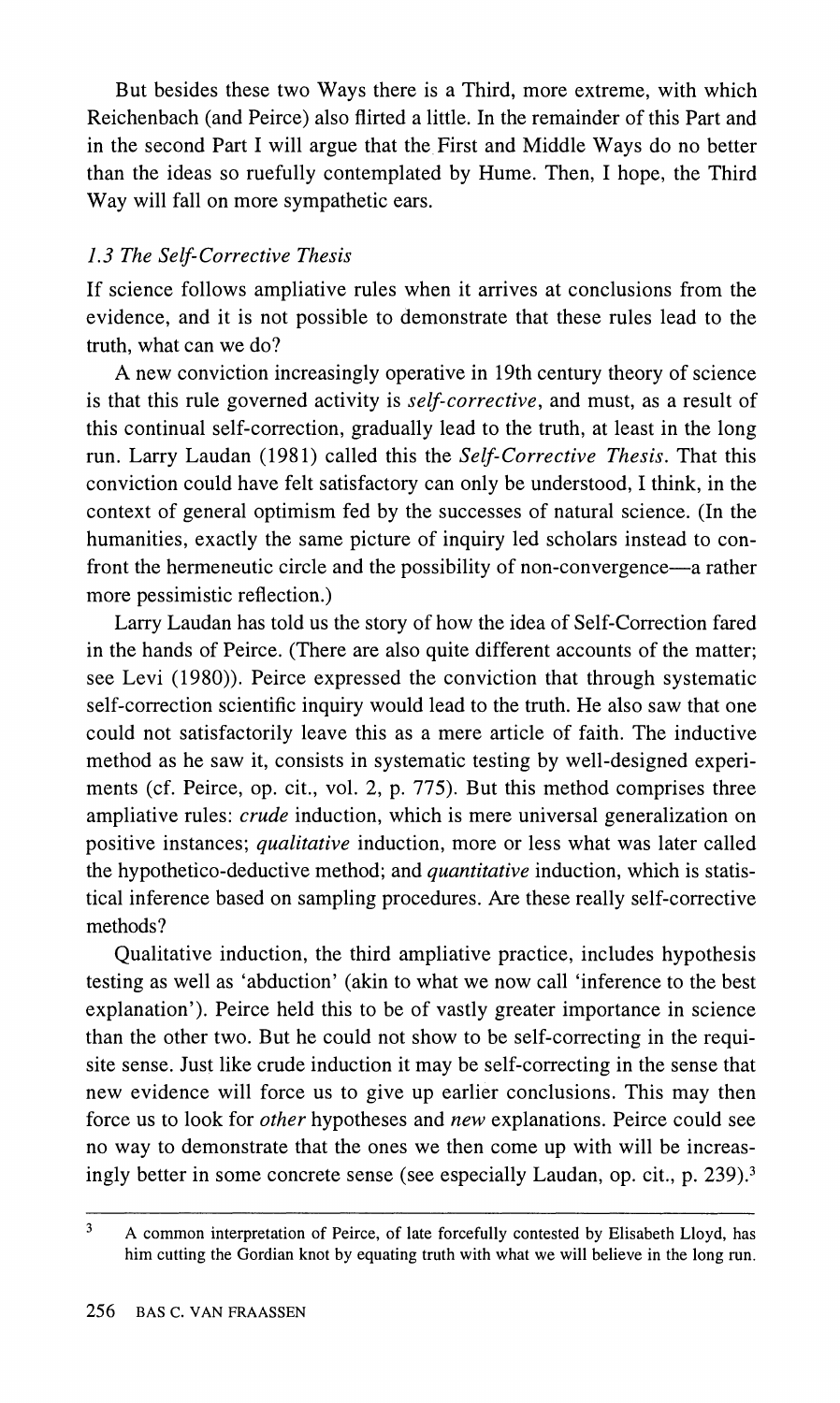But besides these two Ways there is a Third, more extreme, with which Reichenbach (and Peirce) also flirted a little. In the remainder of this Part and in the second Part I will argue that the First and Middle Ways do no better than the ideas so ruefully contemplated by Hume. Then, I hope, the Third Way will fall on more sympathetic ears.

### *1.3 The Self-Corrective Thesis*

If science follows ampliative rules when it arrives at conclusions from the evidence, and it is not possible to demonstrate that these rules lead to the truth, what can we do?

A new conviction increasingly operative in 19th century theory of science is that this rule governed activity is *self-corrective*, and must, as a result of this continual self-correction, gradually lead to the truth, at least in the long run. Larry Laudan (1981) called this the *Self-Corrective Thesis*. That this conviction could have felt satisfactory can only be understood, I think, in the context of general optimism fed by the successes of natural science. (In the humanities, exactly the same picture of inquiry led scholars instead to confront the hermeneutic circle and the possibility of non-convergence—a rather more pessimistic reflection.)

Larry Laudan has told us the story of how the idea of Self-Correction fared in the hands of Peirce. (There are also quite different accounts of the matter; see Levi (1980)). Peirce expressed the conviction that through systematic self-correction scientific inquiry would lead to the truth. He also saw that one could not satisfactorily leave this as a mere article of faith. The inductive method as he saw it, consists in systematic testing by well-designed experiments (cf. Peirce, op. cit., vol. 2, p. 775). But this method comprises three ampliative rules: *crude* induction, which is mere universal generalization on positive instances; *qualitative* induction, more or less what was later called the hypothetico-deductive method; and *quantitative* induction, which is statistical inference based on sampling procedures. Are these really self-corrective methods?

Qualitative induction, the third ampliative practice, includes hypothesis testing as well as 'abduction' (akin to what we now call 'inference to the best explanation'). Peirce held this to be of vastly greater importance in science than the other two. But he could not show to be self-correcting in the requisite sense. Just like crude induction it may be self-correcting in the sense that new evidence will force us to give up earlier conclusions. This may then force us to look for *other* hypotheses and *new* explanations. Peirce could see no way to demonstrate that the ones we then come up with will be increasingly better in some concrete sense (see especially Laudan, op. cit., p. 239).[3]

[3] A common interpretation of Peirce, of late forcefully contested by Elisabeth Lloyd, has him cutting the Gordian knot by equating truth with what we will believe in the long run.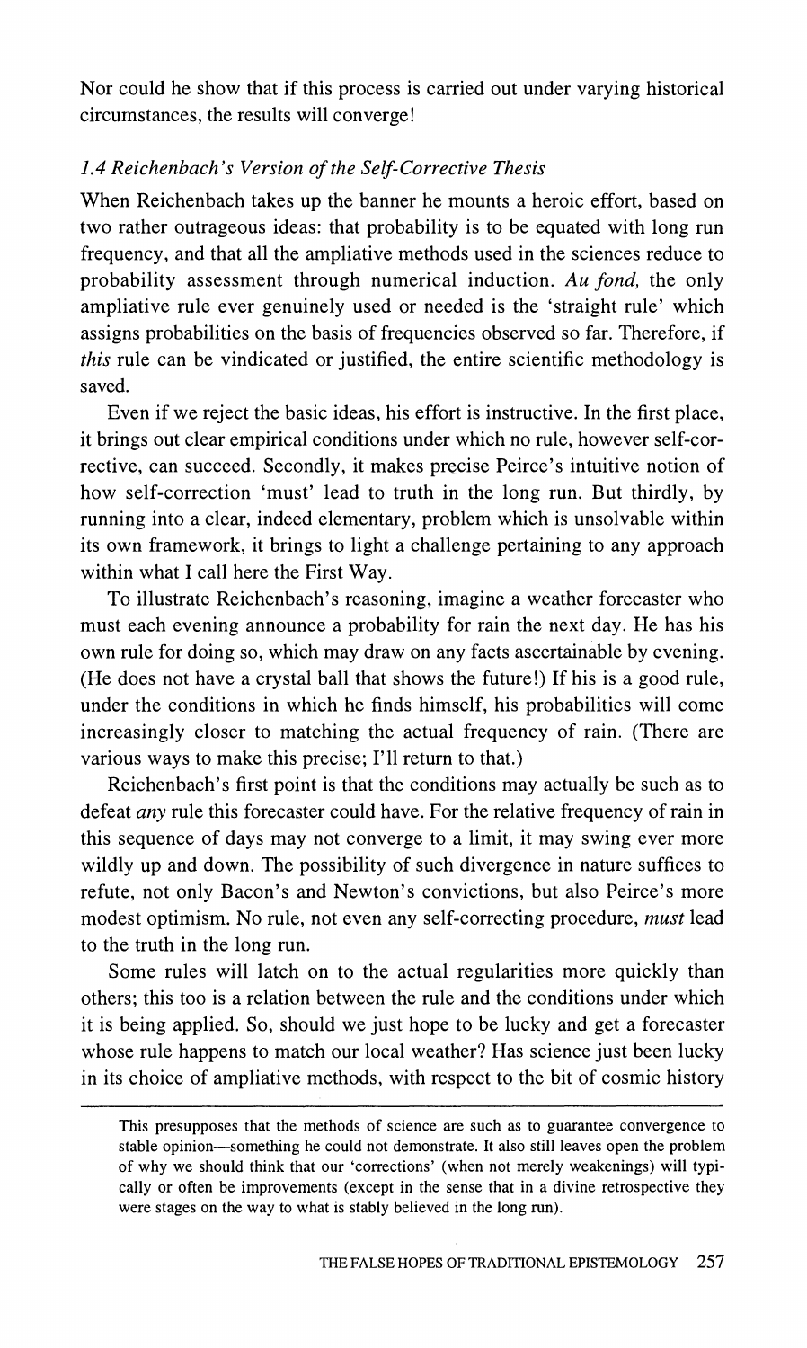Nor could he show that if this process is carried out under varying historical circumstances, the results will converge!

### *1.4 Reichenbach's Version of the Self-Corrective Thesis*

When Reichenbach takes up the banner he mounts a heroic effort, based on two rather outrageous ideas: that probability is to be equated with long run frequency, and that all the ampliative methods used in the sciences reduce to probability assessment through numerical induction. *Au fond,* the only ampliative rule ever genuinely used or needed is the 'straight rule' which assigns probabilities on the basis of frequencies observed so far. Therefore, if *this* rule can be vindicated or justified, the entire scientific methodology is saved.

Even if we reject the basic ideas, his effort is instructive. In the first place, it brings out clear empirical conditions under which no rule, however self-corrective, can succeed. Secondly, it makes precise Peirce's intuitive notion of how self-correction 'must' lead to truth in the long run. But thirdly, by running into a clear, indeed elementary, problem which is unsolvable within its own framework, it brings to light a challenge pertaining to any approach within what I call here the First Way.

To illustrate Reichenbach's reasoning, imagine a weather forecaster who must each evening announce a probability for rain the next day. He has his own rule for doing so, which may draw on any facts ascertainable by evening. (He does not have a crystal ball that shows the future!) If his is a good rule, under the conditions in which he finds himself, his probabilities will come increasingly closer to matching the actual frequency of rain. (There are various ways to make this precise; I'll return to that.)

Reichenbach's first point is that the conditions may actually be such as to defeat *any* rule this forecaster could have. For the relative frequency of rain in this sequence of days may not converge to a limit, it may swing ever more wildly up and down. The possibility of such divergence in nature suffices to refute, not only Bacon's and Newton's convictions, but also Peirce's more modest optimism. No rule, not even any self-correcting procedure, *must* lead to the truth in the long run.

Some rules will latch on to the actual regularities more quickly than others; this too is a relation between the rule and the conditions under which it is being applied. So, should we just hope to be lucky and get a forecaster whose rule happens to match our local weather? Has science just been lucky in its choice of ampliative methods, with respect to the bit of cosmic history

---

This presupposes that the methods of science are such as to guarantee convergence to stable opinion—something he could not demonstrate. It also still leaves open the problem of why we should think that our 'corrections' (when not merely weakenings) will typically or often be improvements (except in the sense that in a divine retrospective they were stages on the way to what is stably believed in the long run).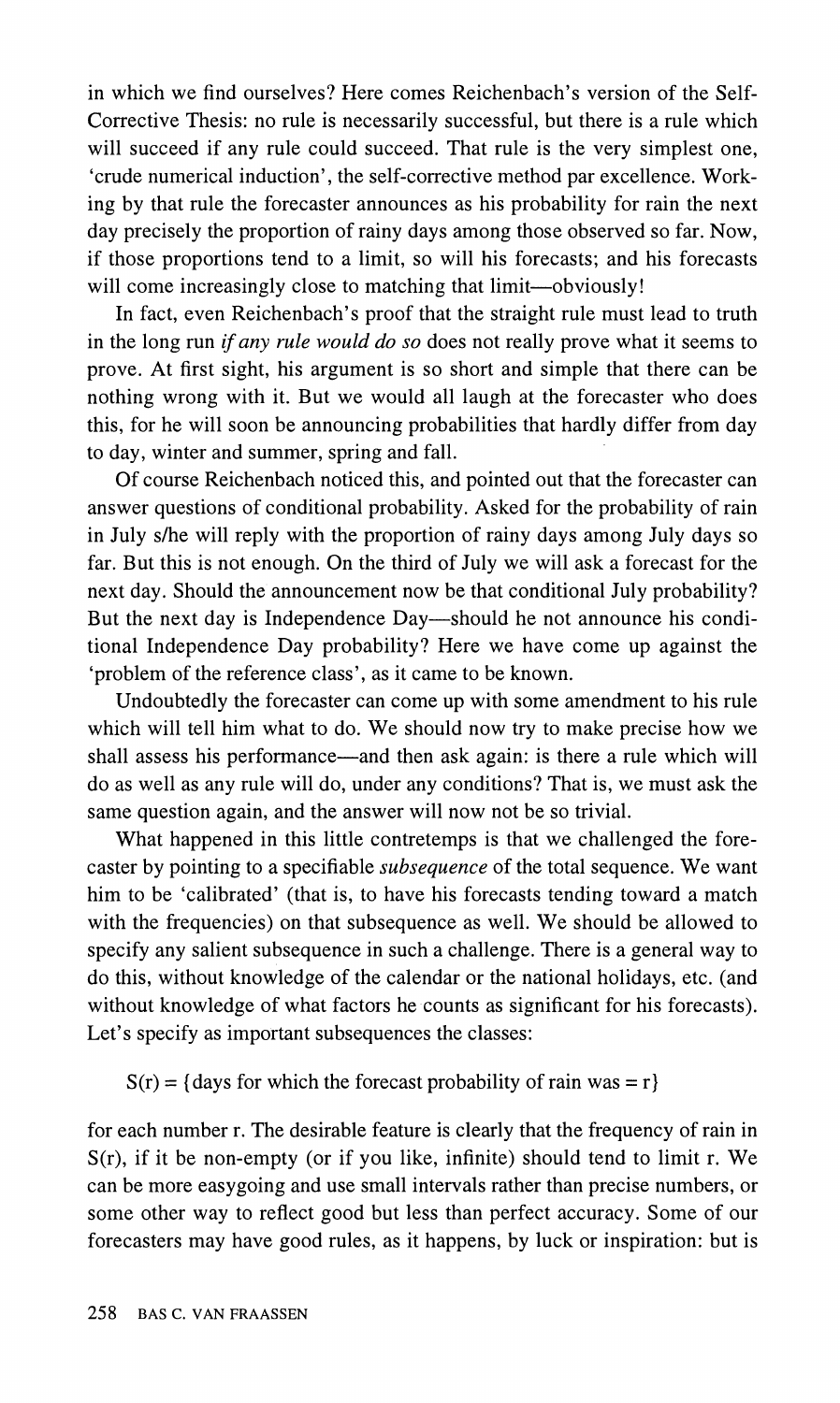in which we find ourselves? Here comes Reichenbach's version of the Self-Corrective Thesis: no rule is necessarily successful, but there is a rule which will succeed if any rule could succeed. That rule is the very simplest one, 'crude numerical induction', the self-corrective method par excellence. Working by that rule the forecaster announces as his probability for rain the next day precisely the proportion of rainy days among those observed so far. Now, if those proportions tend to a limit, so will his forecasts; and his forecasts will come increasingly close to matching that limit—obviously!

In fact, even Reichenbach's proof that the straight rule must lead to truth in the long run *if any rule would do so* does not really prove what it seems to prove. At first sight, his argument is so short and simple that there can be nothing wrong with it. But we would all laugh at the forecaster who does this, for he will soon be announcing probabilities that hardly differ from day to day, winter and summer, spring and fall.

Of course Reichenbach noticed this, and pointed out that the forecaster can answer questions of conditional probability. Asked for the probability of rain in July s/he will reply with the proportion of rainy days among July days so far. But this is not enough. On the third of July we will ask a forecast for the next day. Should the announcement now be that conditional July probability? But the next day is Independence Day—should he not announce his conditional Independence Day probability? Here we have come up against the 'problem of the reference class', as it came to be known.

Undoubtedly the forecaster can come up with some amendment to his rule which will tell him what to do. We should now try to make precise how we shall assess his performance—and then ask again: is there a rule which will do as well as any rule will do, under any conditions? That is, we must ask the same question again, and the answer will now not be so trivial.

What happened in this little contretemps is that we challenged the forecaster by pointing to a specifiable *subsequence* of the total sequence. We want him to be 'calibrated' (that is, to have his forecasts tending toward a match with the frequencies) on that subsequence as well. We should be allowed to specify any salient subsequence in such a challenge. There is a general way to do this, without knowledge of the calendar or the national holidays, etc. (and without knowledge of what factors he counts as significant for his forecasts). Let's specify as important subsequences the classes:

$S(r) = \{\text{days for which the forecast probability of rain was} = r\}$

for each number r. The desirable feature is clearly that the frequency of rain in S(r), if it be non-empty (or if you like, infinite) should tend to limit r. We can be more easygoing and use small intervals rather than precise numbers, or some other way to reflect good but less than perfect accuracy. Some of our forecasters may have good rules, as it happens, by luck or inspiration: but is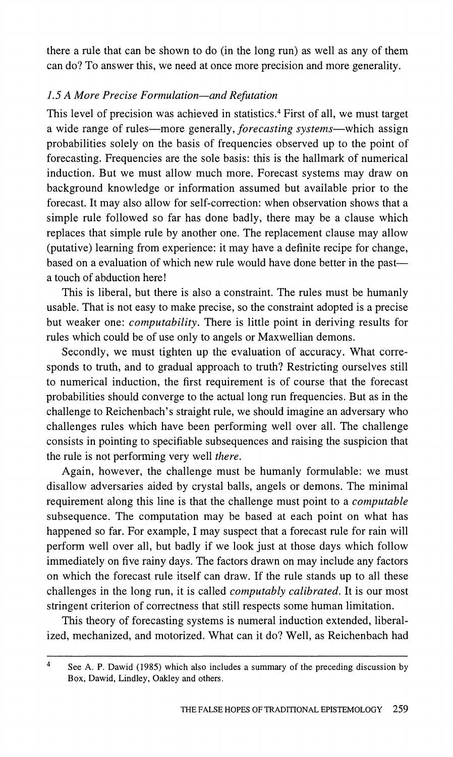there a rule that can be shown to do (in the long run) as well as any of them can do? To answer this, we need at once more precision and more generality.

### *1.5 A More Precise Formulation—and Refutation*

This level of precision was achieved in statistics.[4] First of all, we must target a wide range of rules—more generally, *forecasting systems*—which assign probabilities solely on the basis of frequencies observed up to the point of forecasting. Frequencies are the sole basis: this is the hallmark of numerical induction. But we must allow much more. Forecast systems may draw on background knowledge or information assumed but available prior to the forecast. It may also allow for self-correction: when observation shows that a simple rule followed so far has done badly, there may be a clause which replaces that simple rule by another one. The replacement clause may allow (putative) learning from experience: it may have a definite recipe for change, based on a evaluation of which new rule would have done better in the past—a touch of abduction here!

This is liberal, but there is also a constraint. The rules must be humanly usable. That is not easy to make precise, so the constraint adopted is a precise but weaker one: *computability*. There is little point in deriving results for rules which could be of use only to angels or Maxwellian demons.

Secondly, we must tighten up the evaluation of accuracy. What corresponds to truth, and to gradual approach to truth? Restricting ourselves still to numerical induction, the first requirement is of course that the forecast probabilities should converge to the actual long run frequencies. But as in the challenge to Reichenbach's straight rule, we should imagine an adversary who challenges rules which have been performing well over all. The challenge consists in pointing to specifiable subsequences and raising the suspicion that the rule is not performing very well *there*.

Again, however, the challenge must be humanly formulable: we must disallow adversaries aided by crystal balls, angels or demons. The minimal requirement along this line is that the challenge must point to a *computable* subsequence. The computation may be based at each point on what has happened so far. For example, I may suspect that a forecast rule for rain will perform well over all, but badly if we look just at those days which follow immediately on five rainy days. The factors drawn on may include any factors on which the forecast rule itself can draw. If the rule stands up to all these challenges in the long run, it is called *computably calibrated*. It is our most stringent criterion of correctness that still respects some human limitation.

This theory of forecasting systems is numeral induction extended, liberalized, mechanized, and motorized. What can it do? Well, as Reichenbach had

---

[4] See A. P. Dawid (1985) which also includes a summary of the preceding discussion by Box, Dawid, Lindley, Oakley and others.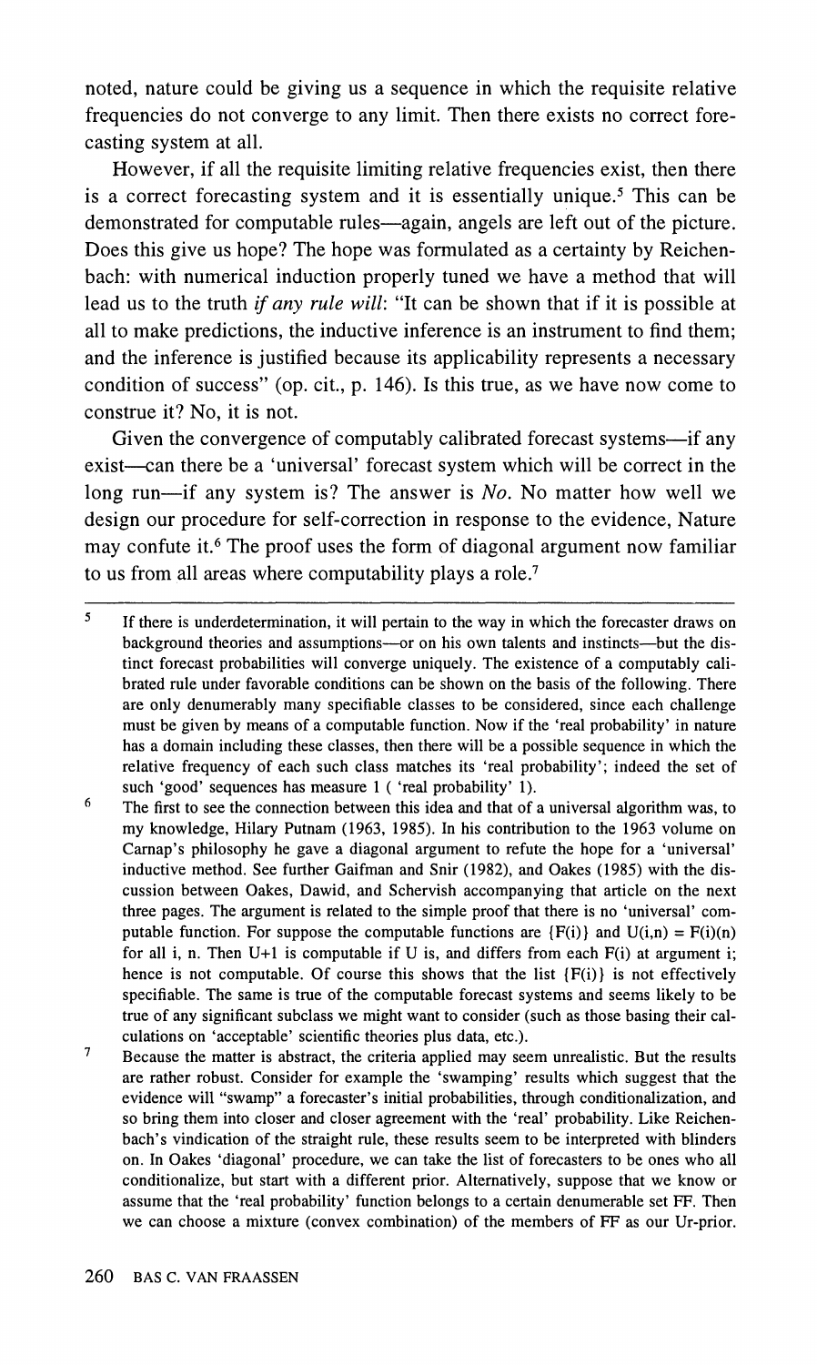noted, nature could be giving us a sequence in which the requisite relative frequencies do not converge to any limit. Then there exists no correct forecasting system at all.

However, if all the requisite limiting relative frequencies exist, then there is a correct forecasting system and it is essentially unique.[5] This can be demonstrated for computable rules—again, angels are left out of the picture. Does this give us hope? The hope was formulated as a certainty by Reichenbach: with numerical induction properly tuned we have a method that will lead us to the truth *if any rule will*: "It can be shown that if it is possible at all to make predictions, the inductive inference is an instrument to find them; and the inference is justified because its applicability represents a necessary condition of success" (op. cit., p. 146). Is this true, as we have now come to construe it? No, it is not.

Given the convergence of computably calibrated forecast systems—if any exist—can there be a 'universal' forecast system which will be correct in the long run—if any system is? The answer is *No*. No matter how well we design our procedure for self-correction in response to the evidence, Nature may confute it.[6] The proof uses the form of diagonal argument now familiar to us from all areas where computability plays a role.[7]

---

[5] If there is underdetermination, it will pertain to the way in which the forecaster draws on background theories and assumptions—or on his own talents and instincts—but the distinct forecast probabilities will converge uniquely. The existence of a computably calibrated rule under favorable conditions can be shown on the basis of the following. There are only denumerably many specifiable classes to be considered, since each challenge must be given by means of a computable function. Now if the 'real probability' in nature has a domain including these classes, then there will be a possible sequence in which the relative frequency of each such class matches its 'real probability'; indeed the set of such 'good' sequences has measure 1 ( 'real probability' 1).

[6] The first to see the connection between this idea and that of a universal algorithm was, to my knowledge, Hilary Putnam (1963, 1985). In his contribution to the 1963 volume on Carnap's philosophy he gave a diagonal argument to refute the hope for a 'universal' inductive method. See further Gaifman and Snir (1982), and Oakes (1985) with the discussion between Oakes, Dawid, and Schervish accompanying that article on the next three pages. The argument is related to the simple proof that there is no 'universal' computable function. For suppose the computable functions are $\{F(i)\}$ and $U(i,n) = F(i)(n)$ for all i, n. Then $U+1$ is computable if U is, and differs from each $F(i)$ at argument i; hence is not computable. Of course this shows that the list $\{F(i)\}$ is not effectively specifiable. The same is true of the computable forecast systems and seems likely to be true of any significant subclass we might want to consider (such as those basing their calculations on 'acceptable' scientific theories plus data, etc.).

[7] Because the matter is abstract, the criteria applied may seem unrealistic. But the results are rather robust. Consider for example the 'swamping' results which suggest that the evidence will "swamp" a forecaster's initial probabilities, through conditionalization, and so bring them into closer and closer agreement with the 'real' probability. Like Reichenbach's vindication of the straight rule, these results seem to be interpreted with blinders on. In Oakes 'diagonal' procedure, we can take the list of forecasters to be ones who all conditionalize, but start with a different prior. Alternatively, suppose that we know or assume that the 'real probability' function belongs to a certain denumerable set FF. Then we can choose a mixture (convex combination) of the members of FF as our Ur-prior.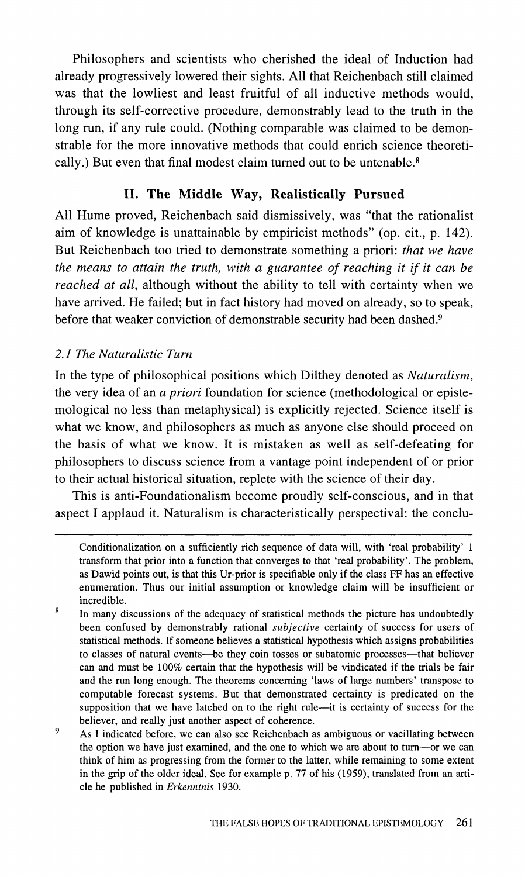Philosophers and scientists who cherished the ideal of Induction had already progressively lowered their sights. All that Reichenbach still claimed was that the lowliest and least fruitful of all inductive methods would, through its self-corrective procedure, demonstrably lead to the truth in the long run, if any rule could. (Nothing comparable was claimed to be demonstrable for the more innovative methods that could enrich science theoretically.) But even that final modest claim turned out to be untenable.[8]

## II. The Middle Way, Realistically Pursued

All Hume proved, Reichenbach said dismissively, was "that the rationalist aim of knowledge is unattainable by empiricist methods" (op. cit., p. 142). But Reichenbach too tried to demonstrate something a priori: *that we have the means to attain the truth, with a guarantee of reaching it if it can be reached at all*, although without the ability to tell with certainty when we have arrived. He failed; but in fact history had moved on already, so to speak, before that weaker conviction of demonstrable security had been dashed.[9]

### 2.1 The Naturalistic Turn

In the type of philosophical positions which Dilthey denoted as *Naturalism*, the very idea of an *a priori* foundation for science (methodological or epistemological no less than metaphysical) is explicitly rejected. Science itself is what we know, and philosophers as much as anyone else should proceed on the basis of what we know. It is mistaken as well as self-defeating for philosophers to discuss science from a vantage point independent of or prior to their actual historical situation, replete with the science of their day.

This is anti-Foundationalism become proudly self-conscious, and in that aspect I applaud it. Naturalism is characteristically perspectival: the conclu-

---

Conditionalization on a sufficiently rich sequence of data will, with 'real probability' 1 transform that prior into a function that converges to that 'real probability'. The problem, as Dawid points out, is that this Ur-prior is specifiable only if the class FF has an effective enumeration. Thus our initial assumption or knowledge claim will be insufficient or incredible.

[8] In many discussions of the adequacy of statistical methods the picture has undoubtedly been confused by demonstrably rational *subjective* certainty of success for users of statistical methods. If someone believes a statistical hypothesis which assigns probabilities to classes of natural events—be they coin tosses or subatomic processes—that believer can and must be 100% certain that the hypothesis will be vindicated if the trials be fair and the run long enough. The theorems concerning 'laws of large numbers' transpose to computable forecast systems. But that demonstrated certainty is predicated on the supposition that we have latched on to the right rule—it is certainty of success for the believer, and really just another aspect of coherence.

[9] As I indicated before, we can also see Reichenbach as ambiguous or vacillating between the option we have just examined, and the one to which we are about to turn—or we can think of him as progressing from the former to the latter, while remaining to some extent in the grip of the older ideal. See for example p. 77 of his (1959), translated from an article he published in *Erkenntnis* 1930.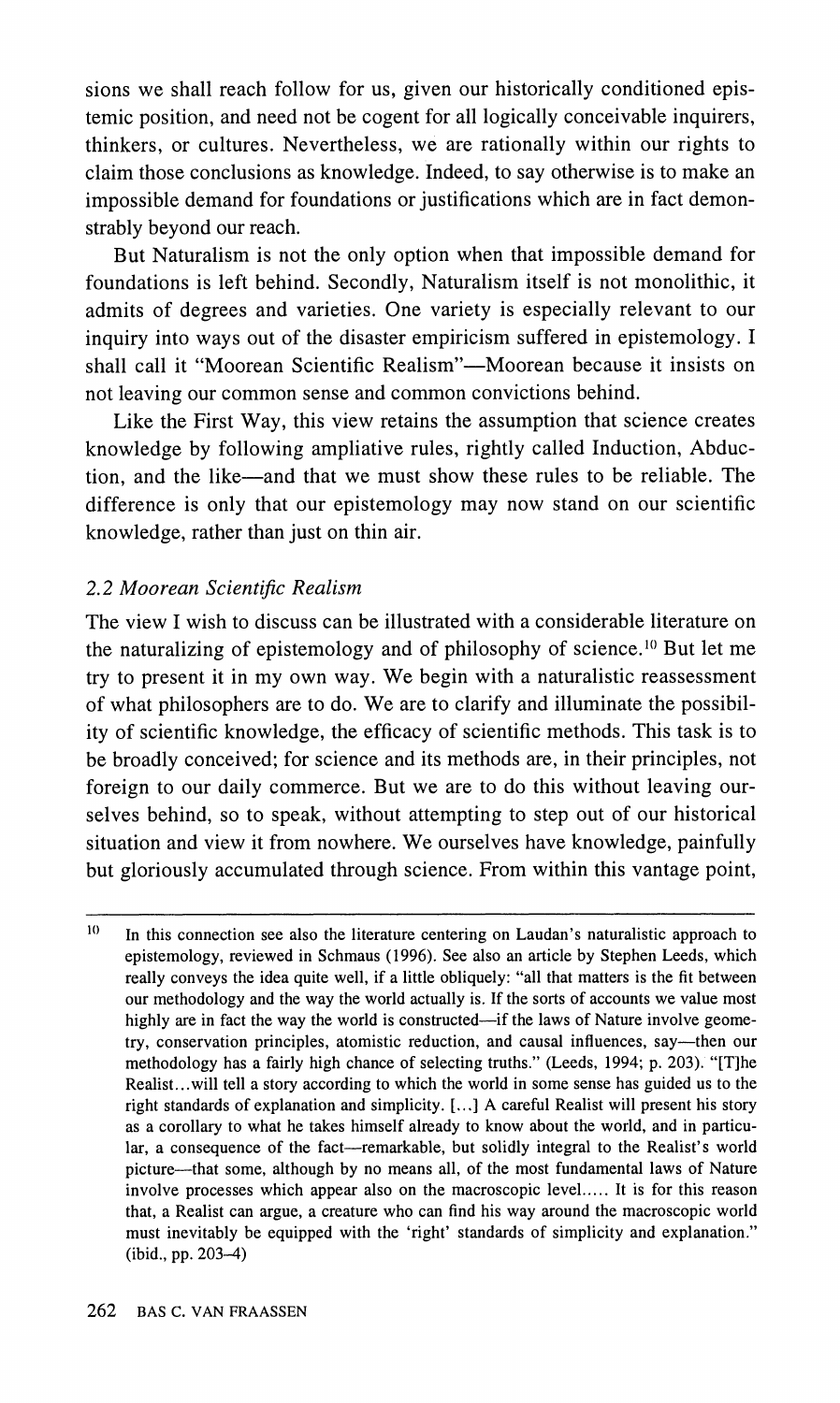sions we shall reach follow for us, given our historically conditioned epistemic position, and need not be cogent for all logically conceivable inquirers, thinkers, or cultures. Nevertheless, we are rationally within our rights to claim those conclusions as knowledge. Indeed, to say otherwise is to make an impossible demand for foundations or justifications which are in fact demonstrably beyond our reach.

But Naturalism is not the only option when that impossible demand for foundations is left behind. Secondly, Naturalism itself is not monolithic, it admits of degrees and varieties. One variety is especially relevant to our inquiry into ways out of the disaster empiricism suffered in epistemology. I shall call it "Moorean Scientific Realism"—Moorean because it insists on not leaving our common sense and common convictions behind.

Like the First Way, this view retains the assumption that science creates knowledge by following ampliative rules, rightly called Induction, Abduction, and the like—and that we must show these rules to be reliable. The difference is only that our epistemology may now stand on our scientific knowledge, rather than just on thin air.

### *2.2 Moorean Scientific Realism*

The view I wish to discuss can be illustrated with a considerable literature on the naturalizing of epistemology and of philosophy of science.[10] But let me try to present it in my own way. We begin with a naturalistic reassessment of what philosophers are to do. We are to clarify and illuminate the possibility of scientific knowledge, the efficacy of scientific methods. This task is to be broadly conceived; for science and its methods are, in their principles, not foreign to our daily commerce. But we are to do this without leaving ourselves behind, so to speak, without attempting to step out of our historical situation and view it from nowhere. We ourselves have knowledge, painfully but gloriously accumulated through science. From within this vantage point,

---

[10] In this connection see also the literature centering on Laudan's naturalistic approach to epistemology, reviewed in Schmaus (1996). See also an article by Stephen Leeds, which really conveys the idea quite well, if a little obliquely: "all that matters is the fit between our methodology and the way the world actually is. If the sorts of accounts we value most highly are in fact the way the world is constructed—if the laws of Nature involve geometry, conservation principles, atomistic reduction, and causal influences, say—then our methodology has a fairly high chance of selecting truths." (Leeds, 1994; p. 203). "[T]he Realist...will tell a story according to which the world in some sense has guided us to the right standards of explanation and simplicity. [...] A careful Realist will present his story as a corollary to what he takes himself already to know about the world, and in particular, a consequence of the fact—remarkable, but solidly integral to the Realist's world picture—that some, although by no means all, of the most fundamental laws of Nature involve processes which appear also on the macroscopic level..... It is for this reason that, a Realist can argue, a creature who can find his way around the macroscopic world must inevitably be equipped with the 'right' standards of simplicity and explanation." (ibid., pp. 203–4)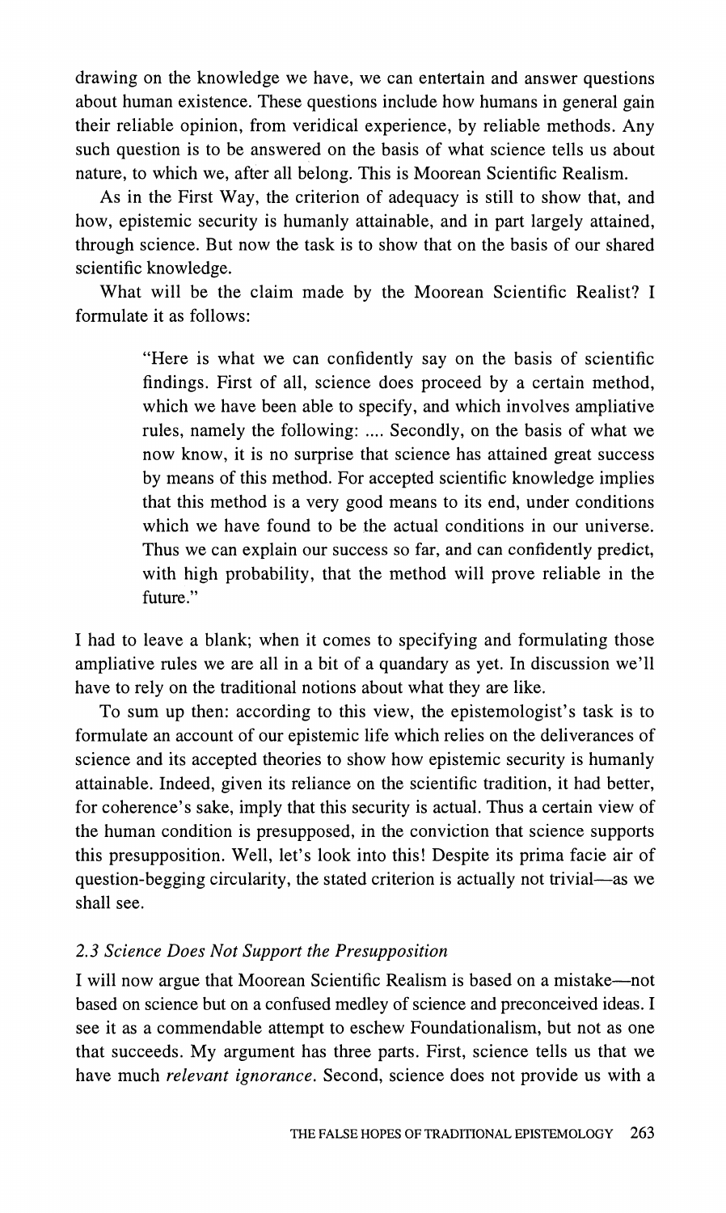drawing on the knowledge we have, we can entertain and answer questions about human existence. These questions include how humans in general gain their reliable opinion, from veridical experience, by reliable methods. Any such question is to be answered on the basis of what science tells us about nature, to which we, after all belong. This is Moorean Scientific Realism.

As in the First Way, the criterion of adequacy is still to show that, and how, epistemic security is humanly attainable, and in part largely attained, through science. But now the task is to show that on the basis of our shared scientific knowledge.

What will be the claim made by the Moorean Scientific Realist? I formulate it as follows:

> "Here is what we can confidently say on the basis of scientific findings. First of all, science does proceed by a certain method, which we have been able to specify, and which involves ampliative rules, namely the following: .... Secondly, on the basis of what we now know, it is no surprise that science has attained great success by means of this method. For accepted scientific knowledge implies that this method is a very good means to its end, under conditions which we have found to be the actual conditions in our universe. Thus we can explain our success so far, and can confidently predict, with high probability, that the method will prove reliable in the future."

I had to leave a blank; when it comes to specifying and formulating those ampliative rules we are all in a bit of a quandary as yet. In discussion we'll have to rely on the traditional notions about what they are like.

To sum up then: according to this view, the epistemologist's task is to formulate an account of our epistemic life which relies on the deliverances of science and its accepted theories to show how epistemic security is humanly attainable. Indeed, given its reliance on the scientific tradition, it had better, for coherence's sake, imply that this security is actual. Thus a certain view of the human condition is presupposed, in the conviction that science supports this presupposition. Well, let's look into this! Despite its prima facie air of question-begging circularity, the stated criterion is actually not trivial—as we shall see.

### *2.3 Science Does Not Support the Presupposition*

I will now argue that Moorean Scientific Realism is based on a mistake—not based on science but on a confused medley of science and preconceived ideas. I see it as a commendable attempt to eschew Foundationalism, but not as one that succeeds. My argument has three parts. First, science tells us that we have much *relevant ignorance*. Second, science does not provide us with a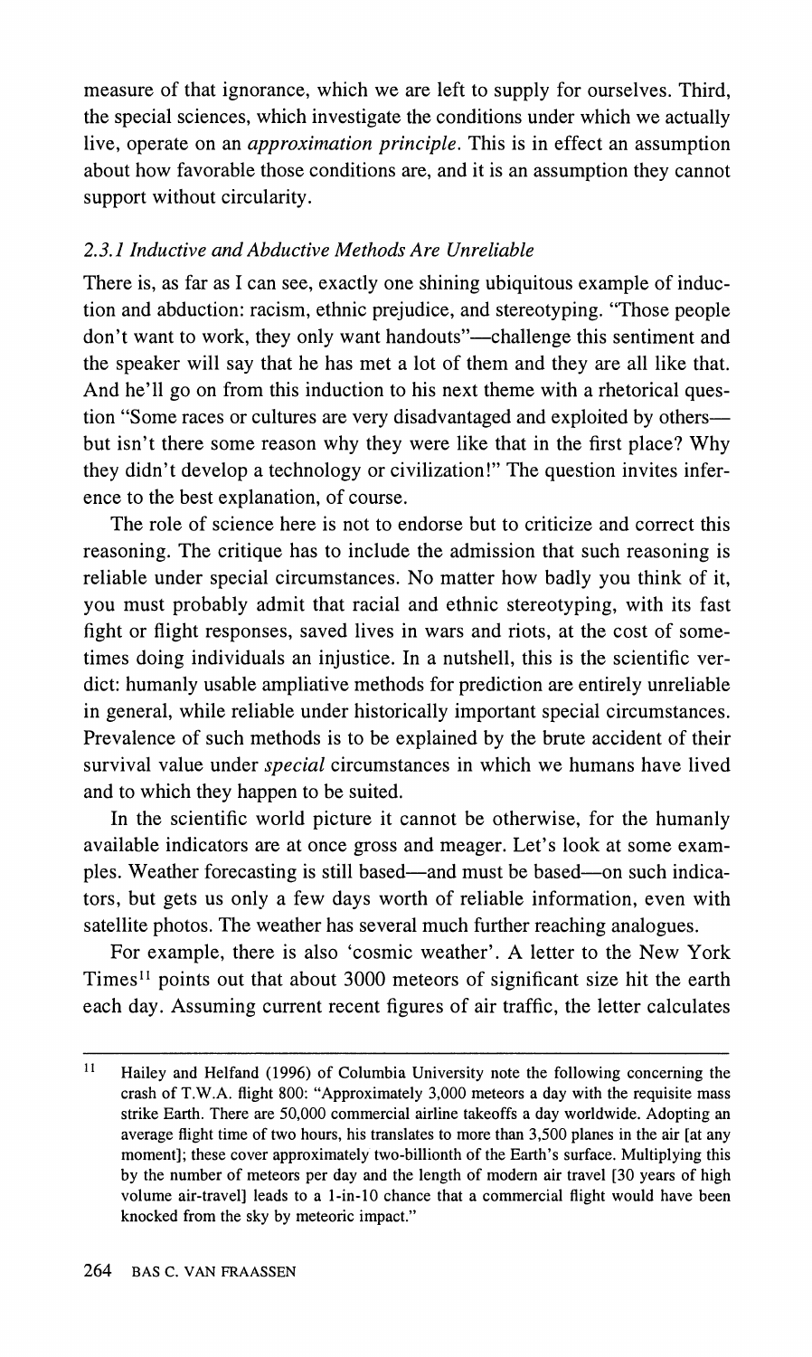measure of that ignorance, which we are left to supply for ourselves. Third, the special sciences, which investigate the conditions under which we actually live, operate on an *approximation principle*. This is in effect an assumption about how favorable those conditions are, and it is an assumption they cannot support without circularity.

### *2.3.1 Inductive and Abductive Methods Are Unreliable*

There is, as far as I can see, exactly one shining ubiquitous example of induction and abduction: racism, ethnic prejudice, and stereotyping. "Those people don't want to work, they only want handouts"—challenge this sentiment and the speaker will say that he has met a lot of them and they are all like that. And he'll go on from this induction to his next theme with a rhetorical question "Some races or cultures are very disadvantaged and exploited by others—but isn't there some reason why they were like that in the first place? Why they didn't develop a technology or civilization!" The question invites inference to the best explanation, of course.

The role of science here is not to endorse but to criticize and correct this reasoning. The critique has to include the admission that such reasoning is reliable under special circumstances. No matter how badly you think of it, you must probably admit that racial and ethnic stereotyping, with its fast fight or flight responses, saved lives in wars and riots, at the cost of sometimes doing individuals an injustice. In a nutshell, this is the scientific verdict: humanly usable ampliative methods for prediction are entirely unreliable in general, while reliable under historically important special circumstances. Prevalence of such methods is to be explained by the brute accident of their survival value under *special* circumstances in which we humans have lived and to which they happen to be suited.

In the scientific world picture it cannot be otherwise, for the humanly available indicators are at once gross and meager. Let's look at some examples. Weather forecasting is still based—and must be based—on such indicators, but gets us only a few days worth of reliable information, even with satellite photos. The weather has several much further reaching analogues.

For example, there is also 'cosmic weather'. A letter to the New York Times[11] points out that about 3000 meteors of significant size hit the earth each day. Assuming current recent figures of air traffic, the letter calculates

---

[11] Hailey and Helfand (1996) of Columbia University note the following concerning the crash of T.W.A. flight 800: "Approximately 3,000 meteors a day with the requisite mass strike Earth. There are 50,000 commercial airline takeoffs a day worldwide. Adopting an average flight time of two hours, his translates to more than 3,500 planes in the air [at any moment]; these cover approximately two-billionth of the Earth's surface. Multiplying this by the number of meteors per day and the length of modern air travel [30 years of high volume air-travel] leads to a 1-in-10 chance that a commercial flight would have been knocked from the sky by meteoric impact."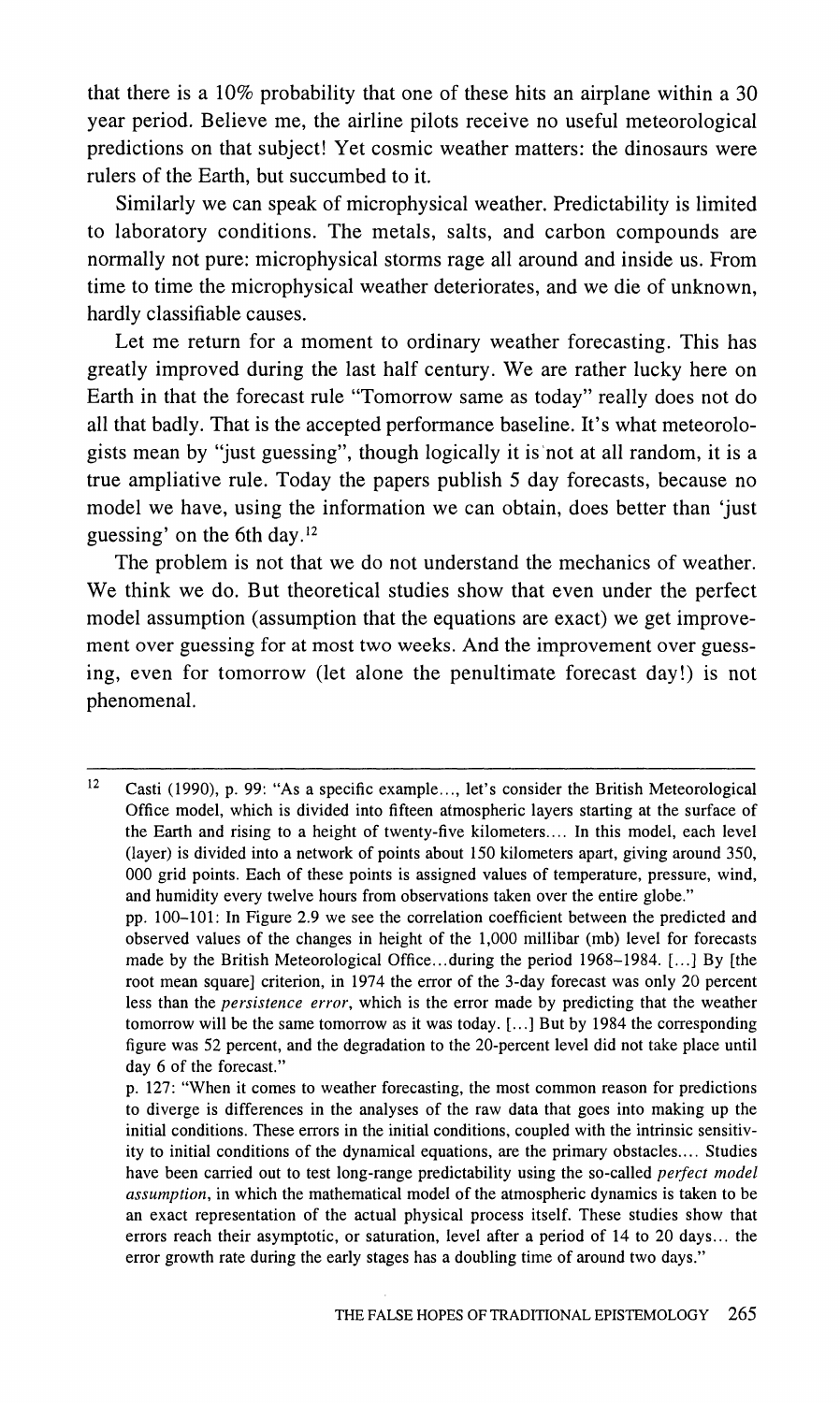that there is a 10% probability that one of these hits an airplane within a 30 year period. Believe me, the airline pilots receive no useful meteorological predictions on that subject! Yet cosmic weather matters: the dinosaurs were rulers of the Earth, but succumbed to it.

Similarly we can speak of microphysical weather. Predictability is limited to laboratory conditions. The metals, salts, and carbon compounds are normally not pure: microphysical storms rage all around and inside us. From time to time the microphysical weather deteriorates, and we die of unknown, hardly classifiable causes.

Let me return for a moment to ordinary weather forecasting. This has greatly improved during the last half century. We are rather lucky here on Earth in that the forecast rule "Tomorrow same as today" really does not do all that badly. That is the accepted performance baseline. It's what meteorologists mean by "just guessing", though logically it is not at all random, it is a true ampliative rule. Today the papers publish 5 day forecasts, because no model we have, using the information we can obtain, does better than 'just guessing' on the 6th day.[12]

The problem is not that we do not understand the mechanics of weather. We think we do. But theoretical studies show that even under the perfect model assumption (assumption that the equations are exact) we get improvement over guessing for at most two weeks. And the improvement over guessing, even for tomorrow (let alone the penultimate forecast day!) is not phenomenal.

---

[12] Casti (1990), p. 99: "As a specific example..., let's consider the British Meteorological Office model, which is divided into fifteen atmospheric layers starting at the surface of the Earth and rising to a height of twenty-five kilometers.... In this model, each level (layer) is divided into a network of points about 150 kilometers apart, giving around 350, 000 grid points. Each of these points is assigned values of temperature, pressure, wind, and humidity every twelve hours from observations taken over the entire globe."

pp. 100–101: In Figure 2.9 we see the correlation coefficient between the predicted and observed values of the changes in height of the 1,000 millibar (mb) level for forecasts made by the British Meteorological Office...during the period 1968–1984. [...] By [the root mean square] criterion, in 1974 the error of the 3-day forecast was only 20 percent less than the *persistence error*, which is the error made by predicting that the weather tomorrow will be the same tomorrow as it was today. [...] But by 1984 the corresponding figure was 52 percent, and the degradation to the 20-percent level did not take place until day 6 of the forecast."

p. 127: "When it comes to weather forecasting, the most common reason for predictions to diverge is differences in the analyses of the raw data that goes into making up the initial conditions. These errors in the initial conditions, coupled with the intrinsic sensitivity to initial conditions of the dynamical equations, are the primary obstacles.... Studies have been carried out to test long-range predictability using the so-called *perfect model assumption*, in which the mathematical model of the atmospheric dynamics is taken to be an exact representation of the actual physical process itself. These studies show that errors reach their asymptotic, or saturation, level after a period of 14 to 20 days... the error growth rate during the early stages has a doubling time of around two days."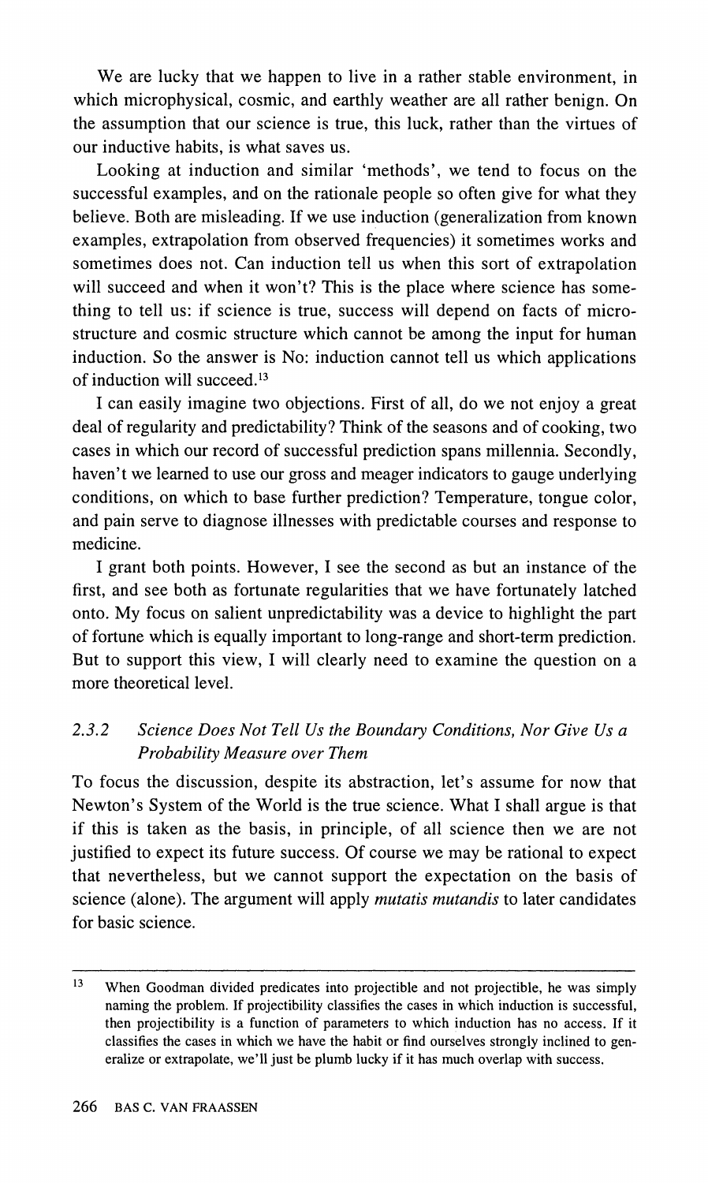We are lucky that we happen to live in a rather stable environment, in which microphysical, cosmic, and earthly weather are all rather benign. On the assumption that our science is true, this luck, rather than the virtues of our inductive habits, is what saves us.

Looking at induction and similar 'methods', we tend to focus on the successful examples, and on the rationale people so often give for what they believe. Both are misleading. If we use induction (generalization from known examples, extrapolation from observed frequencies) it sometimes works and sometimes does not. Can induction tell us when this sort of extrapolation will succeed and when it won't? This is the place where science has something to tell us: if science is true, success will depend on facts of microstructure and cosmic structure which cannot be among the input for human induction. So the answer is No: induction cannot tell us which applications of induction will succeed.[13]

I can easily imagine two objections. First of all, do we not enjoy a great deal of regularity and predictability? Think of the seasons and of cooking, two cases in which our record of successful prediction spans millennia. Secondly, haven't we learned to use our gross and meager indicators to gauge underlying conditions, on which to base further prediction? Temperature, tongue color, and pain serve to diagnose illnesses with predictable courses and response to medicine.

I grant both points. However, I see the second as but an instance of the first, and see both as fortunate regularities that we have fortunately latched onto. My focus on salient unpredictability was a device to highlight the part of fortune which is equally important to long-range and short-term prediction. But to support this view, I will clearly need to examine the question on a more theoretical level.

### 2.3.2 *Science Does Not Tell Us the Boundary Conditions, Nor Give Us a Probability Measure over Them*

To focus the discussion, despite its abstraction, let's assume for now that Newton's System of the World is the true science. What I shall argue is that if this is taken as the basis, in principle, of all science then we are not justified to expect its future success. Of course we may be rational to expect that nevertheless, but we cannot support the expectation on the basis of science (alone). The argument will apply *mutatis mutandis* to later candidates for basic science.

---

[13] When Goodman divided predicates into projectible and not projectible, he was simply naming the problem. If projectibility classifies the cases in which induction is successful, then projectibility is a function of parameters to which induction has no access. If it classifies the cases in which we have the habit or find ourselves strongly inclined to generalize or extrapolate, we'll just be plumb lucky if it has much overlap with success.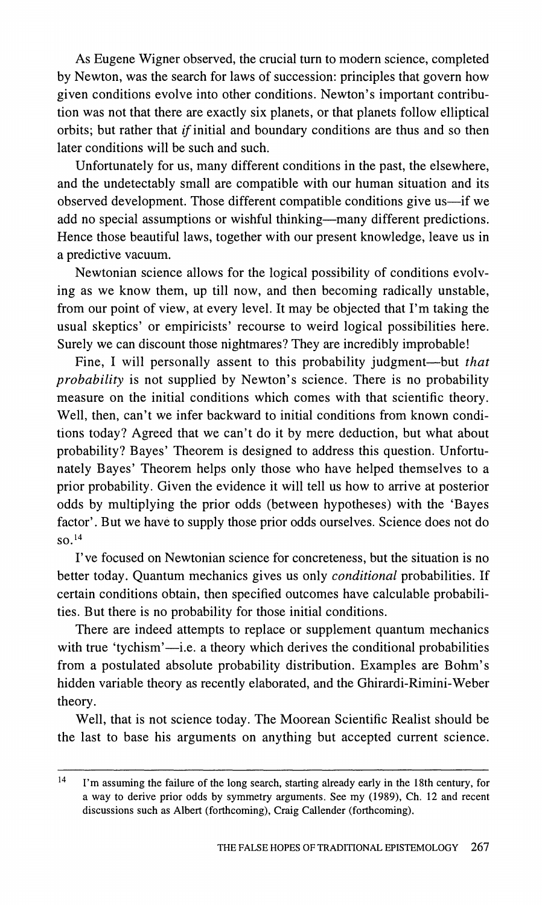As Eugene Wigner observed, the crucial turn to modern science, completed by Newton, was the search for laws of succession: principles that govern how given conditions evolve into other conditions. Newton's important contribution was not that there are exactly six planets, or that planets follow elliptical orbits; but rather that *if* initial and boundary conditions are thus and so then later conditions will be such and such.

Unfortunately for us, many different conditions in the past, the elsewhere, and the undetectably small are compatible with our human situation and its observed development. Those different compatible conditions give us—if we add no special assumptions or wishful thinking—many different predictions. Hence those beautiful laws, together with our present knowledge, leave us in a predictive vacuum.

Newtonian science allows for the logical possibility of conditions evolving as we know them, up till now, and then becoming radically unstable, from our point of view, at every level. It may be objected that I'm taking the usual skeptics' or empiricists' recourse to weird logical possibilities here. Surely we can discount those nightmares? They are incredibly improbable!

Fine, I will personally assent to this probability judgment—but *that probability* is not supplied by Newton's science. There is no probability measure on the initial conditions which comes with that scientific theory. Well, then, can't we infer backward to initial conditions from known conditions today? Agreed that we can't do it by mere deduction, but what about probability? Bayes' Theorem is designed to address this question. Unfortunately Bayes' Theorem helps only those who have helped themselves to a prior probability. Given the evidence it will tell us how to arrive at posterior odds by multiplying the prior odds (between hypotheses) with the 'Bayes factor'. But we have to supply those prior odds ourselves. Science does not do so.[14]

I've focused on Newtonian science for concreteness, but the situation is no better today. Quantum mechanics gives us only *conditional* probabilities. If certain conditions obtain, then specified outcomes have calculable probabilities. But there is no probability for those initial conditions.

There are indeed attempts to replace or supplement quantum mechanics with true 'tychism'—i.e. a theory which derives the conditional probabilities from a postulated absolute probability distribution. Examples are Bohm's hidden variable theory as recently elaborated, and the Ghirardi-Rimini-Weber theory.

Well, that is not science today. The Moorean Scientific Realist should be the last to base his arguments on anything but accepted current science.

---

[14] I'm assuming the failure of the long search, starting already early in the 18th century, for a way to derive prior odds by symmetry arguments. See my (1989), Ch. 12 and recent discussions such as Albert (forthcoming), Craig Callender (forthcoming).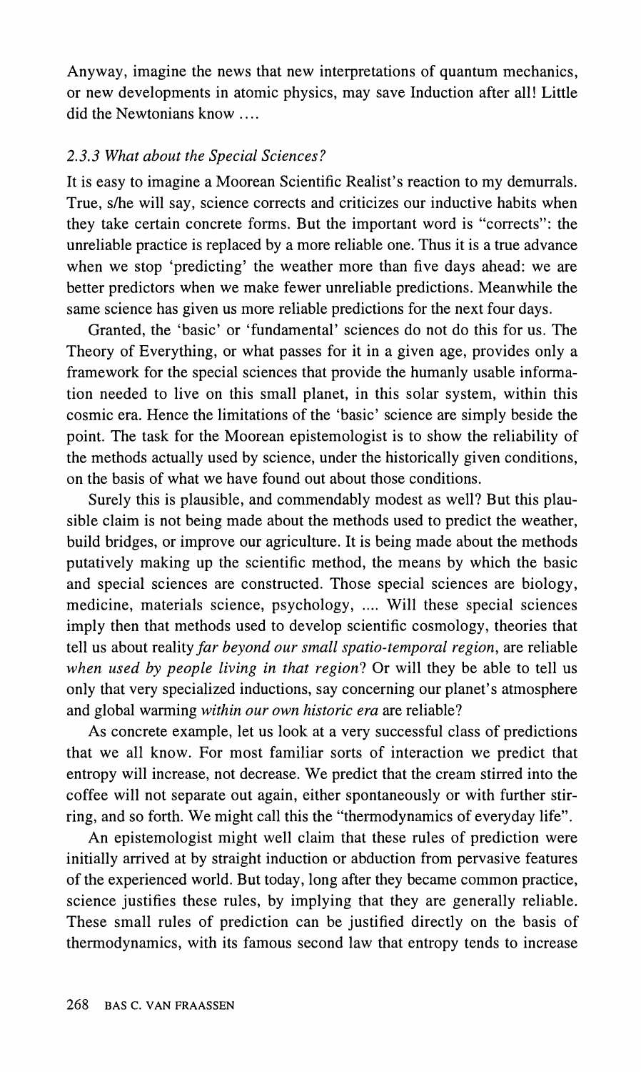Anyway, imagine the news that new interpretations of quantum mechanics, or new developments in atomic physics, may save Induction after all! Little did the Newtonians know ....

### *2.3.3 What about the Special Sciences?*

It is easy to imagine a Moorean Scientific Realist's reaction to my demurrals. True, s/he will say, science corrects and criticizes our inductive habits when they take certain concrete forms. But the important word is "corrects": the unreliable practice is replaced by a more reliable one. Thus it is a true advance when we stop 'predicting' the weather more than five days ahead: we are better predictors when we make fewer unreliable predictions. Meanwhile the same science has given us more reliable predictions for the next four days.

Granted, the 'basic' or 'fundamental' sciences do not do this for us. The Theory of Everything, or what passes for it in a given age, provides only a framework for the special sciences that provide the humanly usable information needed to live on this small planet, in this solar system, within this cosmic era. Hence the limitations of the 'basic' science are simply beside the point. The task for the Moorean epistemologist is to show the reliability of the methods actually used by science, under the historically given conditions, on the basis of what we have found out about those conditions.

Surely this is plausible, and commendably modest as well? But this plausible claim is not being made about the methods used to predict the weather, build bridges, or improve our agriculture. It is being made about the methods putatively making up the scientific method, the means by which the basic and special sciences are constructed. Those special sciences are biology, medicine, materials science, psychology, .... Will these special sciences imply then that methods used to develop scientific cosmology, theories that tell us about reality *far beyond our small spatio-temporal region*, are reliable *when used by people living in that region*? Or will they be able to tell us only that very specialized inductions, say concerning our planet's atmosphere and global warming *within our own historic era* are reliable?

As concrete example, let us look at a very successful class of predictions that we all know. For most familiar sorts of interaction we predict that entropy will increase, not decrease. We predict that the cream stirred into the coffee will not separate out again, either spontaneously or with further stirring, and so forth. We might call this the "thermodynamics of everyday life".

An epistemologist might well claim that these rules of prediction were initially arrived at by straight induction or abduction from pervasive features of the experienced world. But today, long after they became common practice, science justifies these rules, by implying that they are generally reliable. These small rules of prediction can be justified directly on the basis of thermodynamics, with its famous second law that entropy tends to increase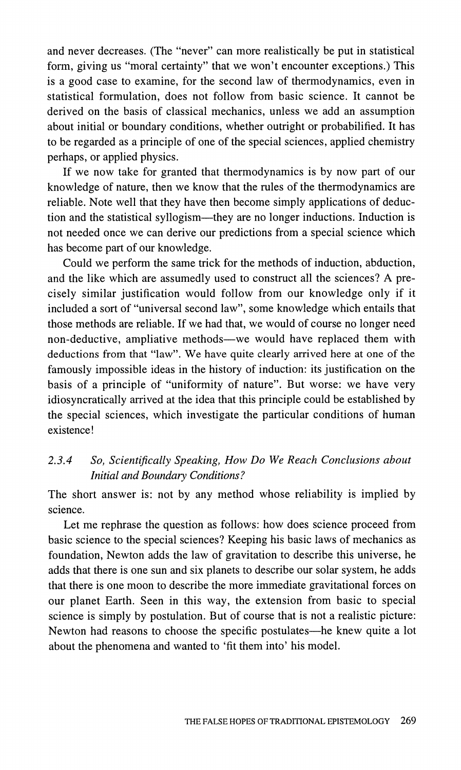and never decreases. (The "never" can more realistically be put in statistical form, giving us "moral certainty" that we won't encounter exceptions.) This is a good case to examine, for the second law of thermodynamics, even in statistical formulation, does not follow from basic science. It cannot be derived on the basis of classical mechanics, unless we add an assumption about initial or boundary conditions, whether outright or probabilified. It has to be regarded as a principle of one of the special sciences, applied chemistry perhaps, or applied physics.

If we now take for granted that thermodynamics is by now part of our knowledge of nature, then we know that the rules of the thermodynamics are reliable. Note well that they have then become simply applications of deduction and the statistical syllogism—they are no longer inductions. Induction is not needed once we can derive our predictions from a special science which has become part of our knowledge.

Could we perform the same trick for the methods of induction, abduction, and the like which are assumedly used to construct all the sciences? A precisely similar justification would follow from our knowledge only if it included a sort of "universal second law", some knowledge which entails that those methods are reliable. If we had that, we would of course no longer need non-deductive, ampliative methods—we would have replaced them with deductions from that "law". We have quite clearly arrived here at one of the famously impossible ideas in the history of induction: its justification on the basis of a principle of "uniformity of nature". But worse: we have very idiosyncratically arrived at the idea that this principle could be established by the special sciences, which investigate the particular conditions of human existence!

### *2.3.4 So, Scientifically Speaking, How Do We Reach Conclusions about Initial and Boundary Conditions?*

The short answer is: not by any method whose reliability is implied by science.

Let me rephrase the question as follows: how does science proceed from basic science to the special sciences? Keeping his basic laws of mechanics as foundation, Newton adds the law of gravitation to describe this universe, he adds that there is one sun and six planets to describe our solar system, he adds that there is one moon to describe the more immediate gravitational forces on our planet Earth. Seen in this way, the extension from basic to special science is simply by postulation. But of course that is not a realistic picture: Newton had reasons to choose the specific postulates—he knew quite a lot about the phenomena and wanted to 'fit them into' his model.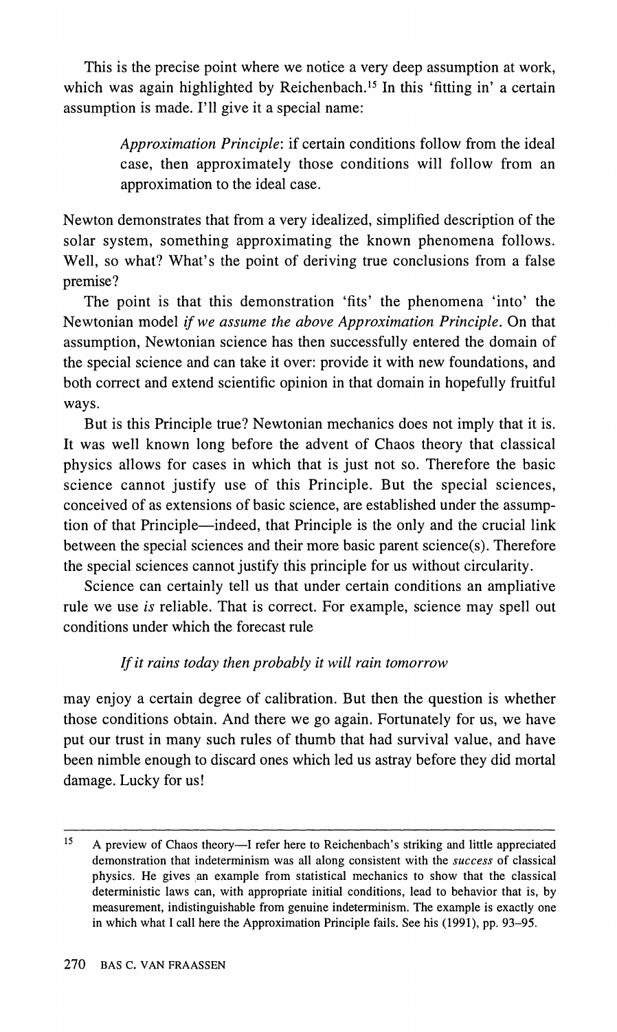This is the precise point where we notice a very deep assumption at work, which was again highlighted by Reichenbach.[15] In this 'fitting in' a certain assumption is made. I'll give it a special name:

> *Approximation Principle*: if certain conditions follow from the ideal case, then approximately those conditions will follow from an approximation to the ideal case.

Newton demonstrates that from a very idealized, simplified description of the solar system, something approximating the known phenomena follows. Well, so what? What's the point of deriving true conclusions from a false premise?

The point is that this demonstration 'fits' the phenomena 'into' the Newtonian model *if we assume the above Approximation Principle*. On that assumption, Newtonian science has then successfully entered the domain of the special science and can take it over: provide it with new foundations, and both correct and extend scientific opinion in that domain in hopefully fruitful ways.

But is this Principle true? Newtonian mechanics does not imply that it is. It was well known long before the advent of Chaos theory that classical physics allows for cases in which that is just not so. Therefore the basic science cannot justify use of this Principle. But the special sciences, conceived of as extensions of basic science, are established under the assumption of that Principle—indeed, that Principle is the only and the crucial link between the special sciences and their more basic parent science(s). Therefore the special sciences cannot justify this principle for us without circularity.

Science can certainly tell us that under certain conditions an ampliative rule we use *is* reliable. That is correct. For example, science may spell out conditions under which the forecast rule

*If it rains today then probably it will rain tomorrow*

may enjoy a certain degree of calibration. But then the question is whether those conditions obtain. And there we go again. Fortunately for us, we have put our trust in many such rules of thumb that had survival value, and have been nimble enough to discard ones which led us astray before they did mortal damage. Lucky for us!

---

[15] A preview of Chaos theory—I refer here to Reichenbach's striking and little appreciated demonstration that indeterminism was all along consistent with the *success* of classical physics. He gives an example from statistical mechanics to show that the classical deterministic laws can, with appropriate initial conditions, lead to behavior that is, by measurement, indistinguishable from genuine indeterminism. The example is exactly one in which what I call here the Approximation Principle fails. See his (1991), pp. 93–95.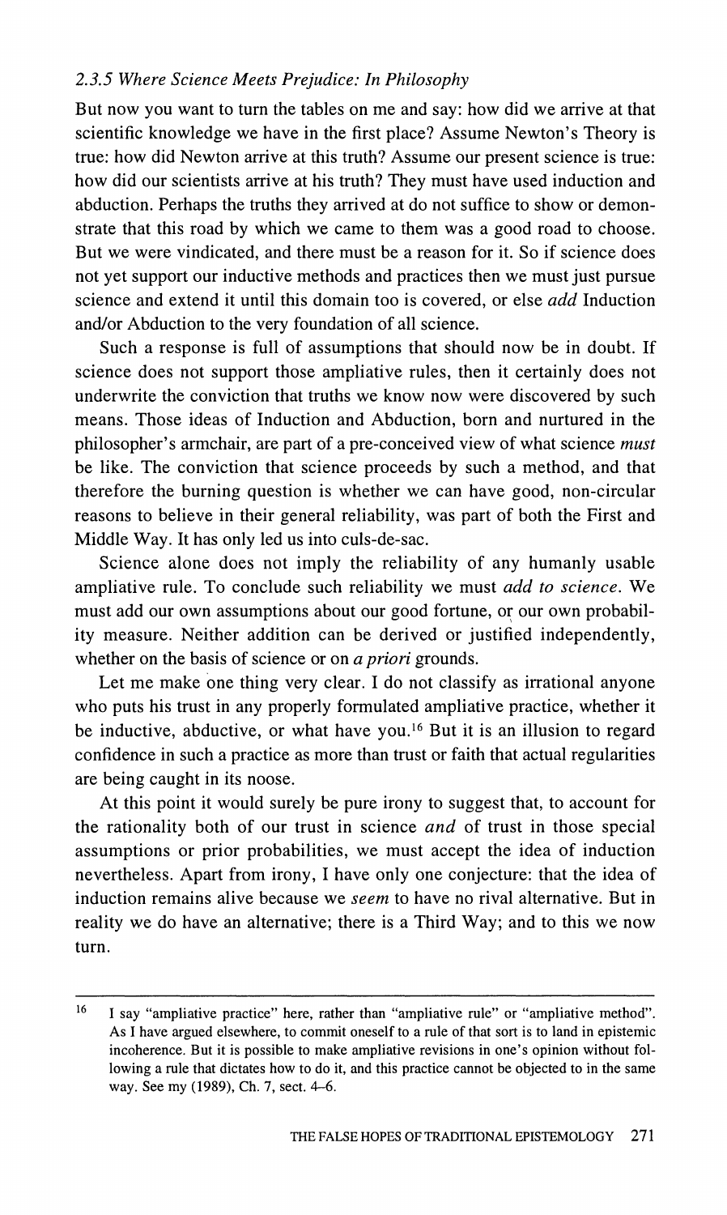### *2.3.5 Where Science Meets Prejudice: In Philosophy*

But now you want to turn the tables on me and say: how did we arrive at that scientific knowledge we have in the first place? Assume Newton's Theory is true: how did Newton arrive at this truth? Assume our present science is true: how did our scientists arrive at his truth? They must have used induction and abduction. Perhaps the truths they arrived at do not suffice to show or demonstrate that this road by which we came to them was a good road to choose. But we were vindicated, and there must be a reason for it. So if science does not yet support our inductive methods and practices then we must just pursue science and extend it until this domain too is covered, or else *add* Induction and/or Abduction to the very foundation of all science.

Such a response is full of assumptions that should now be in doubt. If science does not support those ampliative rules, then it certainly does not underwrite the conviction that truths we know now were discovered by such means. Those ideas of Induction and Abduction, born and nurtured in the philosopher's armchair, are part of a pre-conceived view of what science *must* be like. The conviction that science proceeds by such a method, and that therefore the burning question is whether we can have good, non-circular reasons to believe in their general reliability, was part of both the First and Middle Way. It has only led us into culs-de-sac.

Science alone does not imply the reliability of any humanly usable ampliative rule. To conclude such reliability we must *add to science*. We must add our own assumptions about our good fortune, or our own probability measure. Neither addition can be derived or justified independently, whether on the basis of science or on *a priori* grounds.

Let me make one thing very clear. I do not classify as irrational anyone who puts his trust in any properly formulated ampliative practice, whether it be inductive, abductive, or what have you.[16] But it is an illusion to regard confidence in such a practice as more than trust or faith that actual regularities are being caught in its noose.

At this point it would surely be pure irony to suggest that, to account for the rationality both of our trust in science *and* of trust in those special assumptions or prior probabilities, we must accept the idea of induction nevertheless. Apart from irony, I have only one conjecture: that the idea of induction remains alive because we *seem* to have no rival alternative. But in reality we do have an alternative; there is a Third Way; and to this we now turn.

---

[16] I say "ampliative practice" here, rather than "ampliative rule" or "ampliative method". As I have argued elsewhere, to commit oneself to a rule of that sort is to land in epistemic incoherence. But it is possible to make ampliative revisions in one's opinion without following a rule that dictates how to do it, and this practice cannot be objected to in the same way. See my (1989), Ch. 7, sect. 4–6.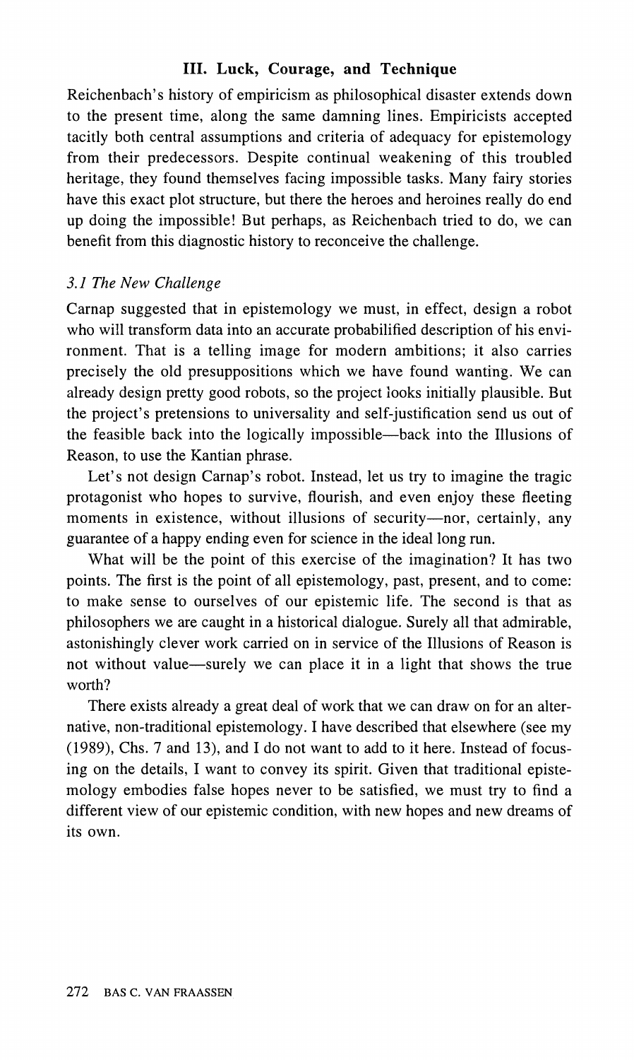## III. Luck, Courage, and Technique

Reichenbach's history of empiricism as philosophical disaster extends down to the present time, along the same damning lines. Empiricists accepted tacitly both central assumptions and criteria of adequacy for epistemology from their predecessors. Despite continual weakening of this troubled heritage, they found themselves facing impossible tasks. Many fairy stories have this exact plot structure, but there the heroes and heroines really do end up doing the impossible! But perhaps, as Reichenbach tried to do, we can benefit from this diagnostic history to reconceive the challenge.

### *3.1 The New Challenge*

Carnap suggested that in epistemology we must, in effect, design a robot who will transform data into an accurate probabilified description of his environment. That is a telling image for modern ambitions; it also carries precisely the old presuppositions which we have found wanting. We can already design pretty good robots, so the project looks initially plausible. But the project's pretensions to universality and self-justification send us out of the feasible back into the logically impossible—back into the Illusions of Reason, to use the Kantian phrase.

Let's not design Carnap's robot. Instead, let us try to imagine the tragic protagonist who hopes to survive, flourish, and even enjoy these fleeting moments in existence, without illusions of security—nor, certainly, any guarantee of a happy ending even for science in the ideal long run.

What will be the point of this exercise of the imagination? It has two points. The first is the point of all epistemology, past, present, and to come: to make sense to ourselves of our epistemic life. The second is that as philosophers we are caught in a historical dialogue. Surely all that admirable, astonishingly clever work carried on in service of the Illusions of Reason is not without value—surely we can place it in a light that shows the true worth?

There exists already a great deal of work that we can draw on for an alternative, non-traditional epistemology. I have described that elsewhere (see my (1989), Chs. 7 and 13), and I do not want to add to it here. Instead of focusing on the details, I want to convey its spirit. Given that traditional epistemology embodies false hopes never to be satisfied, we must try to find a different view of our epistemic condition, with new hopes and new dreams of its own.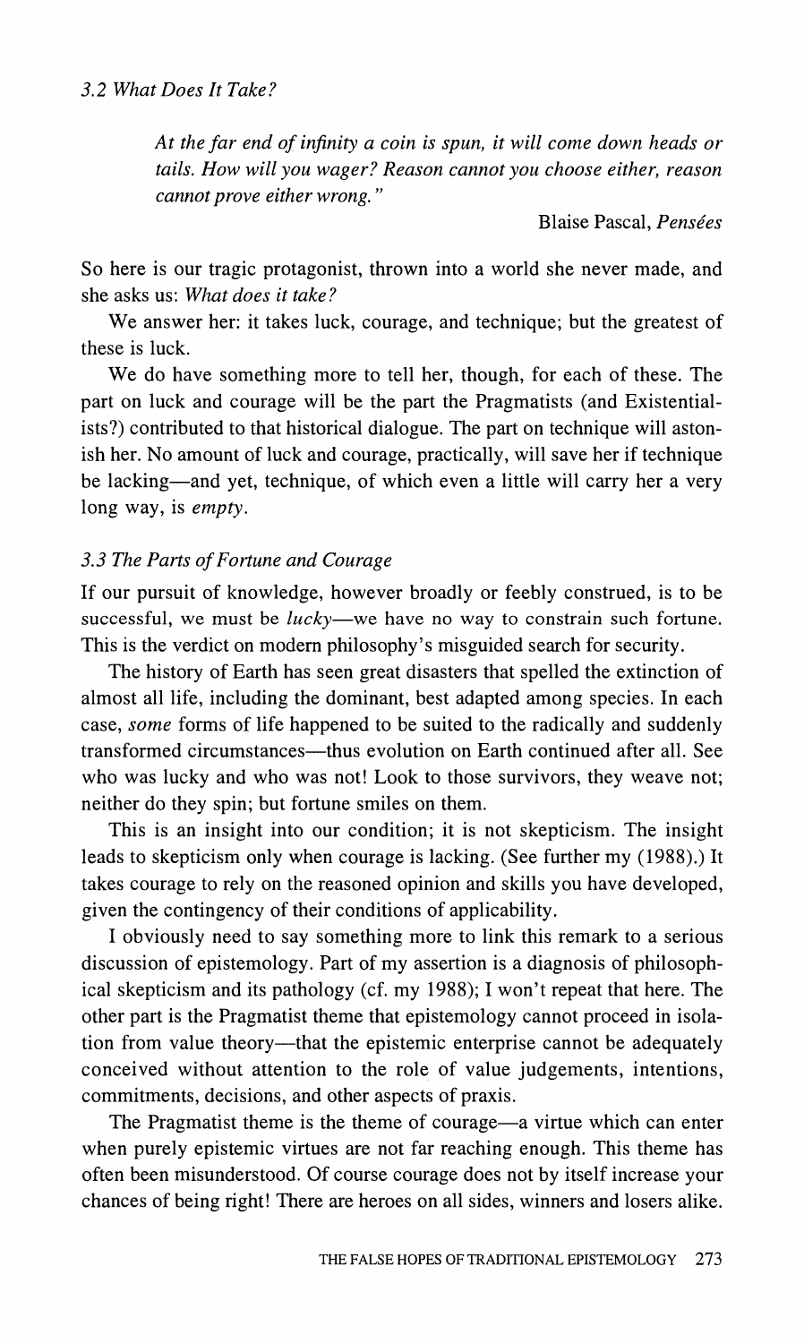### 3.2 What Does It Take?

> *At the far end of infinity a coin is spun, it will come down heads or tails. How will you wager? Reason cannot you choose either, reason cannot prove either wrong."*
>
> Blaise Pascal, *Pensées*

So here is our tragic protagonist, thrown into a world she never made, and she asks us: *What does it take?*

We answer her: it takes luck, courage, and technique; but the greatest of these is luck.

We do have something more to tell her, though, for each of these. The part on luck and courage will be the part the Pragmatists (and Existentialists?) contributed to that historical dialogue. The part on technique will astonish her. No amount of luck and courage, practically, will save her if technique be lacking—and yet, technique, of which even a little will carry her a very long way, is *empty*.

### 3.3 The Parts of Fortune and Courage

If our pursuit of knowledge, however broadly or feebly construed, is to be successful, we must be *lucky*—we have no way to constrain such fortune. This is the verdict on modern philosophy's misguided search for security.

The history of Earth has seen great disasters that spelled the extinction of almost all life, including the dominant, best adapted among species. In each case, *some* forms of life happened to be suited to the radically and suddenly transformed circumstances—thus evolution on Earth continued after all. See who was lucky and who was not! Look to those survivors, they weave not; neither do they spin; but fortune smiles on them.

This is an insight into our condition; it is not skepticism. The insight leads to skepticism only when courage is lacking. (See further my (1988).) It takes courage to rely on the reasoned opinion and skills you have developed, given the contingency of their conditions of applicability.

I obviously need to say something more to link this remark to a serious discussion of epistemology. Part of my assertion is a diagnosis of philosophical skepticism and its pathology (cf. my 1988); I won't repeat that here. The other part is the Pragmatist theme that epistemology cannot proceed in isolation from value theory—that the epistemic enterprise cannot be adequately conceived without attention to the role of value judgements, intentions, commitments, decisions, and other aspects of praxis.

The Pragmatist theme is the theme of courage—a virtue which can enter when purely epistemic virtues are not far reaching enough. This theme has often been misunderstood. Of course courage does not by itself increase your chances of being right! There are heroes on all sides, winners and losers alike.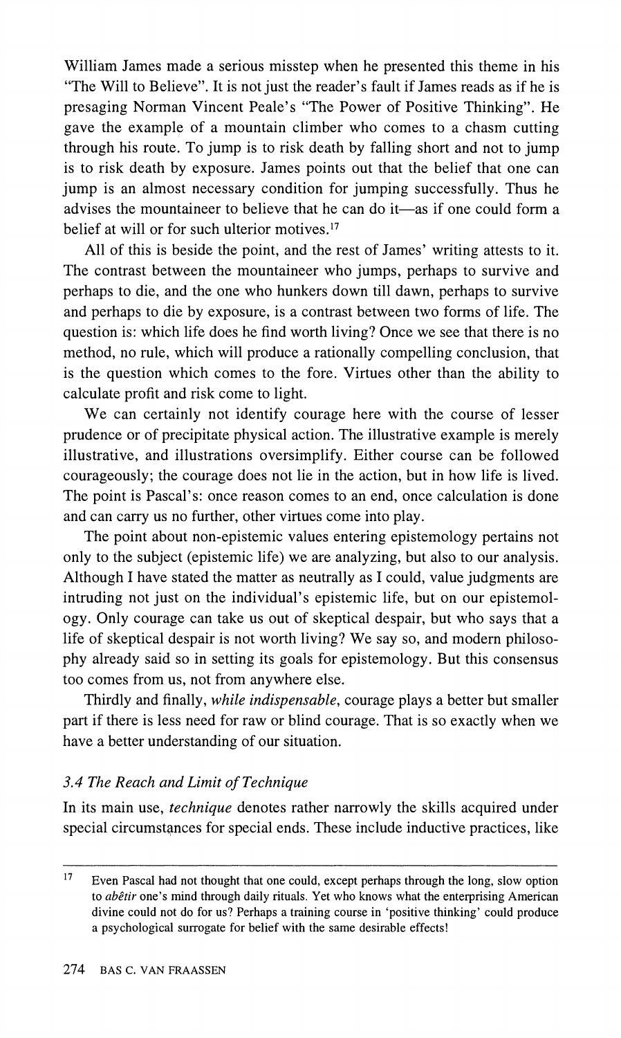William James made a serious misstep when he presented this theme in his "The Will to Believe". It is not just the reader's fault if James reads as if he is presaging Norman Vincent Peale's "The Power of Positive Thinking". He gave the example of a mountain climber who comes to a chasm cutting through his route. To jump is to risk death by falling short and not to jump is to risk death by exposure. James points out that the belief that one can jump is an almost necessary condition for jumping successfully. Thus he advises the mountaineer to believe that he can do it—as if one could form a belief at will or for such ulterior motives.[17]

All of this is beside the point, and the rest of James' writing attests to it. The contrast between the mountaineer who jumps, perhaps to survive and perhaps to die, and the one who hunkers down till dawn, perhaps to survive and perhaps to die by exposure, is a contrast between two forms of life. The question is: which life does he find worth living? Once we see that there is no method, no rule, which will produce a rationally compelling conclusion, that is the question which comes to the fore. Virtues other than the ability to calculate profit and risk come to light.

We can certainly not identify courage here with the course of lesser prudence or of precipitate physical action. The illustrative example is merely illustrative, and illustrations oversimplify. Either course can be followed courageously; the courage does not lie in the action, but in how life is lived. The point is Pascal's: once reason comes to an end, once calculation is done and can carry us no further, other virtues come into play.

The point about non-epistemic values entering epistemology pertains not only to the subject (epistemic life) we are analyzing, but also to our analysis. Although I have stated the matter as neutrally as I could, value judgments are intruding not just on the individual's epistemic life, but on our epistemology. Only courage can take us out of skeptical despair, but who says that a life of skeptical despair is not worth living? We say so, and modern philosophy already said so in setting its goals for epistemology. But this consensus too comes from us, not from anywhere else.

Thirdly and finally, *while indispensable*, courage plays a better but smaller part if there is less need for raw or blind courage. That is so exactly when we have a better understanding of our situation.

### *3.4 The Reach and Limit of Technique*

In its main use, *technique* denotes rather narrowly the skills acquired under special circumstances for special ends. These include inductive practices, like

---

[17] Even Pascal had not thought that one could, except perhaps through the long, slow option to *abêtir* one's mind through daily rituals. Yet who knows what the enterprising American divine could not do for us? Perhaps a training course in 'positive thinking' could produce a psychological surrogate for belief with the same desirable effects!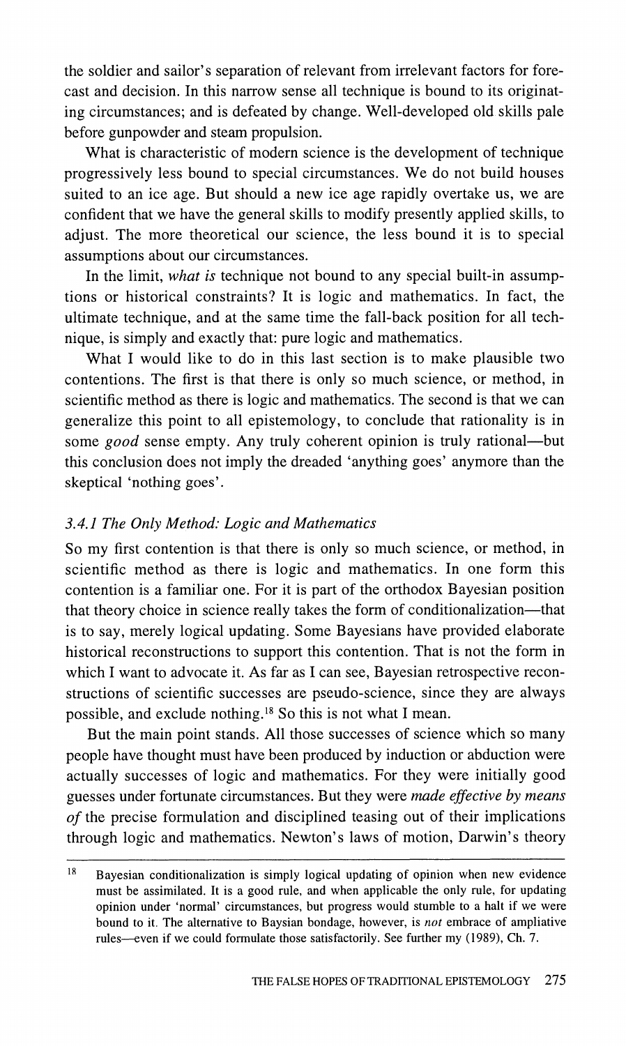the soldier and sailor's separation of relevant from irrelevant factors for forecast and decision. In this narrow sense all technique is bound to its originating circumstances; and is defeated by change. Well-developed old skills pale before gunpowder and steam propulsion.

What is characteristic of modern science is the development of technique progressively less bound to special circumstances. We do not build houses suited to an ice age. But should a new ice age rapidly overtake us, we are confident that we have the general skills to modify presently applied skills, to adjust. The more theoretical our science, the less bound it is to special assumptions about our circumstances.

In the limit, *what is* technique not bound to any special built-in assumptions or historical constraints? It is logic and mathematics. In fact, the ultimate technique, and at the same time the fall-back position for all technique, is simply and exactly that: pure logic and mathematics.

What I would like to do in this last section is to make plausible two contentions. The first is that there is only so much science, or method, in scientific method as there is logic and mathematics. The second is that we can generalize this point to all epistemology, to conclude that rationality is in some *good* sense empty. Any truly coherent opinion is truly rational—but this conclusion does not imply the dreaded 'anything goes' anymore than the skeptical 'nothing goes'.

### *3.4.1 The Only Method: Logic and Mathematics*

So my first contention is that there is only so much science, or method, in scientific method as there is logic and mathematics. In one form this contention is a familiar one. For it is part of the orthodox Bayesian position that theory choice in science really takes the form of conditionalization—that is to say, merely logical updating. Some Bayesians have provided elaborate historical reconstructions to support this contention. That is not the form in which I want to advocate it. As far as I can see, Bayesian retrospective reconstructions of scientific successes are pseudo-science, since they are always possible, and exclude nothing.[18] So this is not what I mean.

But the main point stands. All those successes of science which so many people have thought must have been produced by induction or abduction were actually successes of logic and mathematics. For they were initially good guesses under fortunate circumstances. But they were *made effective by means of* the precise formulation and disciplined teasing out of their implications through logic and mathematics. Newton's laws of motion, Darwin's theory

---

[18] Bayesian conditionalization is simply logical updating of opinion when new evidence must be assimilated. It is a good rule, and when applicable the only rule, for updating opinion under 'normal' circumstances, but progress would stumble to a halt if we were bound to it. The alternative to Baysian bondage, however, is *not* embrace of ampliative rules—even if we could formulate those satisfactorily. See further my (1989), Ch. 7.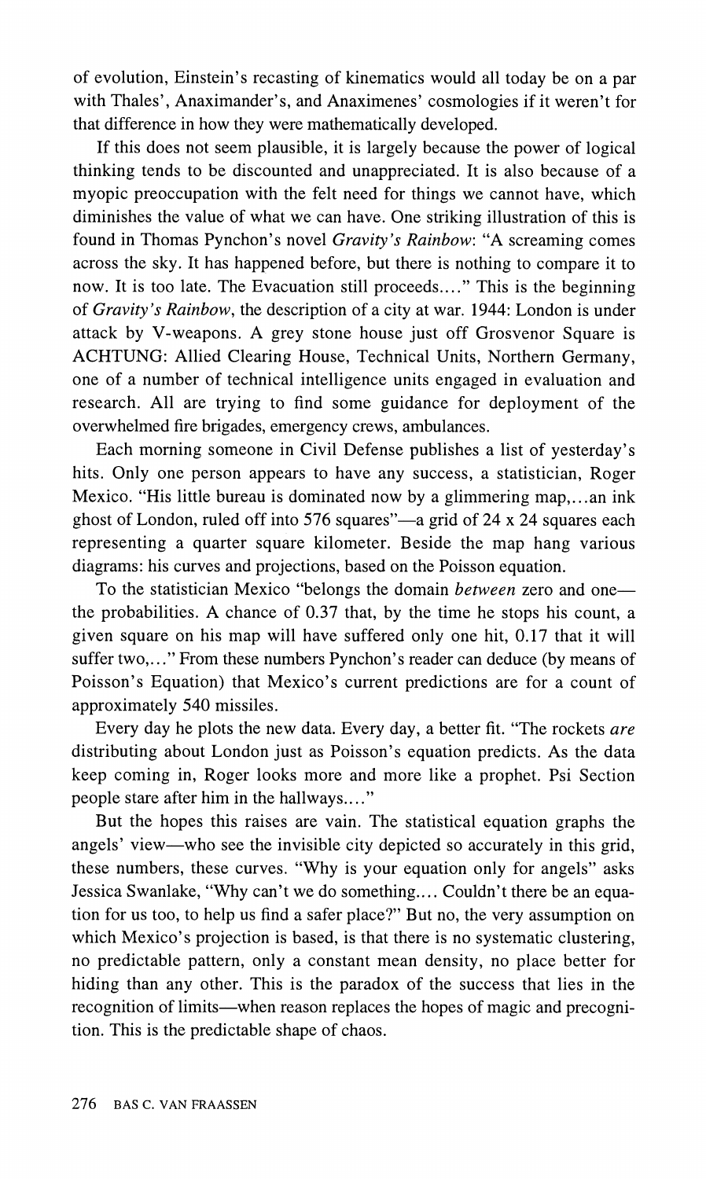of evolution, Einstein's recasting of kinematics would all today be on a par with Thales', Anaximander's, and Anaximenes' cosmologies if it weren't for that difference in how they were mathematically developed.

If this does not seem plausible, it is largely because the power of logical thinking tends to be discounted and unappreciated. It is also because of a myopic preoccupation with the felt need for things we cannot have, which diminishes the value of what we can have. One striking illustration of this is found in Thomas Pynchon's novel *Gravity's Rainbow*: "A screaming comes across the sky. It has happened before, but there is nothing to compare it to now. It is too late. The Evacuation still proceeds...." This is the beginning of *Gravity's Rainbow*, the description of a city at war. 1944: London is under attack by V-weapons. A grey stone house just off Grosvenor Square is ACHTUNG: Allied Clearing House, Technical Units, Northern Germany, one of a number of technical intelligence units engaged in evaluation and research. All are trying to find some guidance for deployment of the overwhelmed fire brigades, emergency crews, ambulances.

Each morning someone in Civil Defense publishes a list of yesterday's hits. Only one person appears to have any success, a statistician, Roger Mexico. "His little bureau is dominated now by a glimmering map,...an ink ghost of London, ruled off into 576 squares"—a grid of 24 x 24 squares each representing a quarter square kilometer. Beside the map hang various diagrams: his curves and projections, based on the Poisson equation.

To the statistician Mexico "belongs the domain *between* zero and one—the probabilities. A chance of 0.37 that, by the time he stops his count, a given square on his map will have suffered only one hit, 0.17 that it will suffer two,..." From these numbers Pynchon's reader can deduce (by means of Poisson's Equation) that Mexico's current predictions are for a count of approximately 540 missiles.

Every day he plots the new data. Every day, a better fit. "The rockets *are* distributing about London just as Poisson's equation predicts. As the data keep coming in, Roger looks more and more like a prophet. Psi Section people stare after him in the hallways...."

But the hopes this raises are vain. The statistical equation graphs the angels' view—who see the invisible city depicted so accurately in this grid, these numbers, these curves. "Why is your equation only for angels" asks Jessica Swanlake, "Why can't we do something.... Couldn't there be an equation for us too, to help us find a safer place?" But no, the very assumption on which Mexico's projection is based, is that there is no systematic clustering, no predictable pattern, only a constant mean density, no place better for hiding than any other. This is the paradox of the success that lies in the recognition of limits—when reason replaces the hopes of magic and precognition. This is the predictable shape of chaos.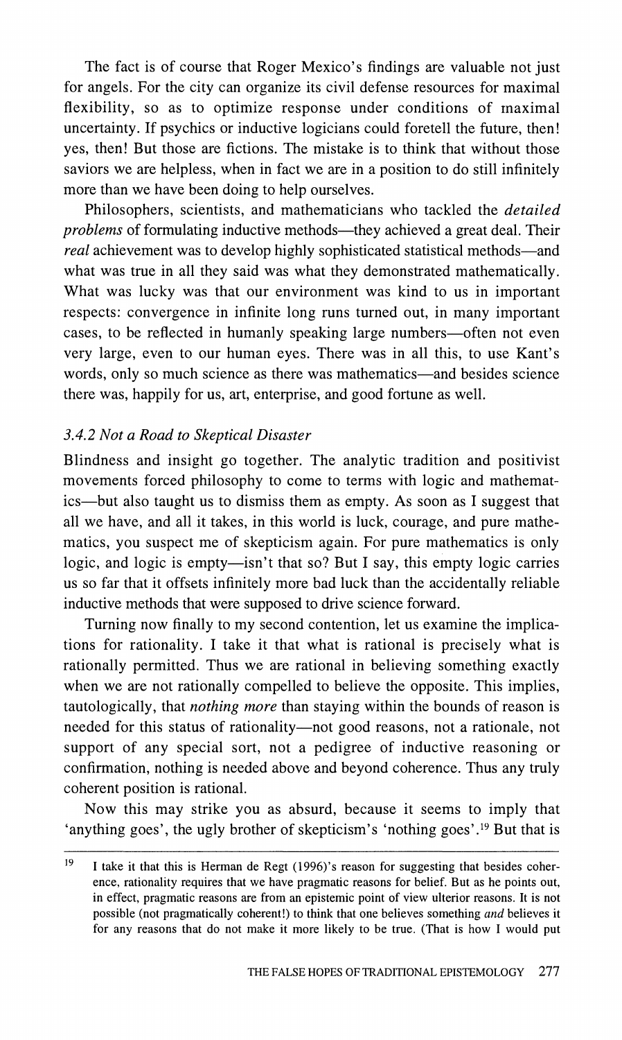The fact is of course that Roger Mexico's findings are valuable not just for angels. For the city can organize its civil defense resources for maximal flexibility, so as to optimize response under conditions of maximal uncertainty. If psychics or inductive logicians could foretell the future, then! yes, then! But those are fictions. The mistake is to think that without those saviors we are helpless, when in fact we are in a position to do still infinitely more than we have been doing to help ourselves.

Philosophers, scientists, and mathematicians who tackled the *detailed problems* of formulating inductive methods—they achieved a great deal. Their *real* achievement was to develop highly sophisticated statistical methods—and what was true in all they said was what they demonstrated mathematically. What was lucky was that our environment was kind to us in important respects: convergence in infinite long runs turned out, in many important cases, to be reflected in humanly speaking large numbers—often not even very large, even to our human eyes. There was in all this, to use Kant's words, only so much science as there was mathematics—and besides science there was, happily for us, art, enterprise, and good fortune as well.

### *3.4.2 Not a Road to Skeptical Disaster*

Blindness and insight go together. The analytic tradition and positivist movements forced philosophy to come to terms with logic and mathematics—but also taught us to dismiss them as empty. As soon as I suggest that all we have, and all it takes, in this world is luck, courage, and pure mathematics, you suspect me of skepticism again. For pure mathematics is only logic, and logic is empty—isn't that so? But I say, this empty logic carries us so far that it offsets infinitely more bad luck than the accidentally reliable inductive methods that were supposed to drive science forward.

Turning now finally to my second contention, let us examine the implications for rationality. I take it that what is rational is precisely what is rationally permitted. Thus we are rational in believing something exactly when we are not rationally compelled to believe the opposite. This implies, tautologically, that *nothing more* than staying within the bounds of reason is needed for this status of rationality—not good reasons, not a rationale, not support of any special sort, not a pedigree of inductive reasoning or confirmation, nothing is needed above and beyond coherence. Thus any truly coherent position is rational.

Now this may strike you as absurd, because it seems to imply that 'anything goes', the ugly brother of skepticism's 'nothing goes'.[19] But that is

---

[19] I take it that this is Herman de Regt (1996)'s reason for suggesting that besides coherence, rationality requires that we have pragmatic reasons for belief. But as he points out, in effect, pragmatic reasons are from an epistemic point of view ulterior reasons. It is not possible (not pragmatically coherent!) to think that one believes something *and* believes it for any reasons that do not make it more likely to be true. (That is how I would put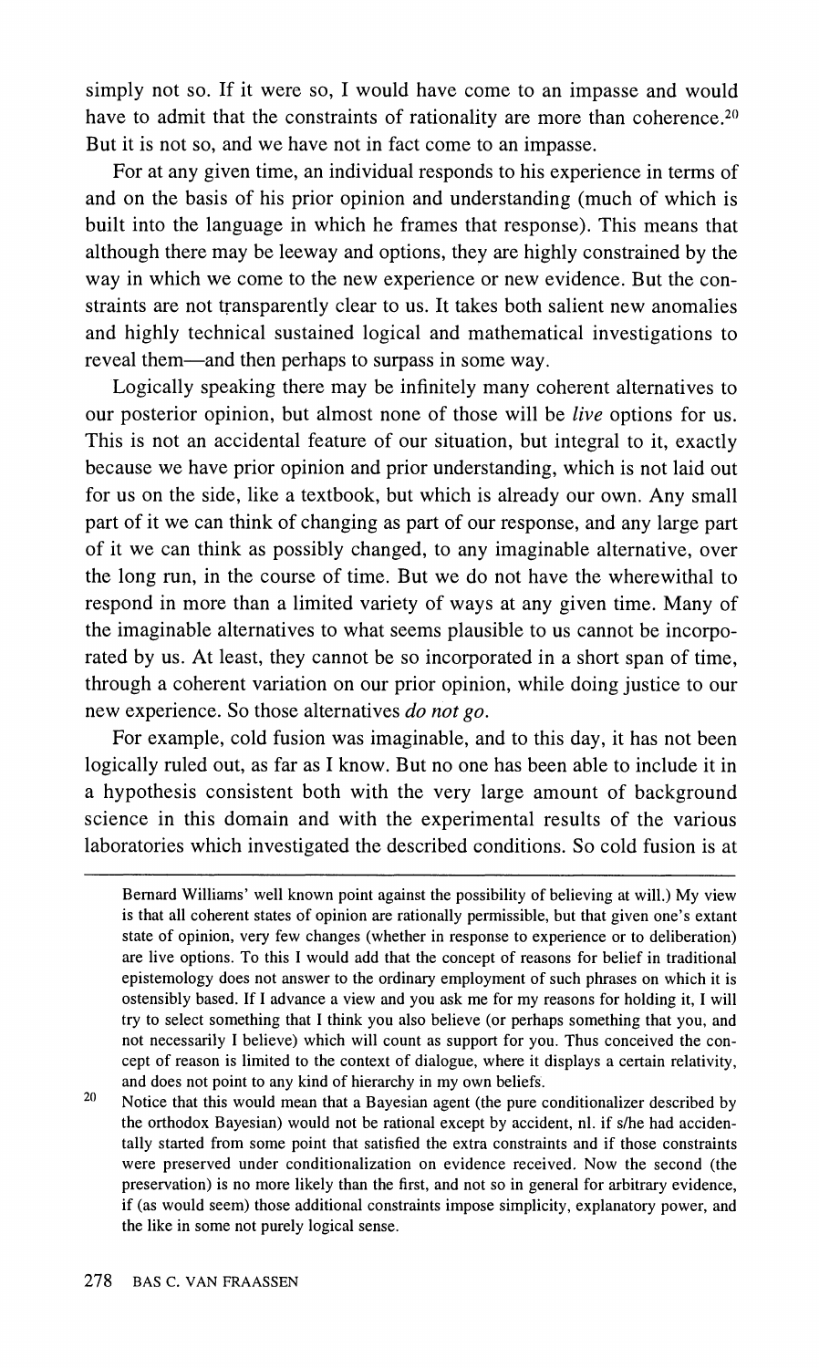simply not so. If it were so, I would have come to an impasse and would have to admit that the constraints of rationality are more than coherence.[20] But it is not so, and we have not in fact come to an impasse.

For at any given time, an individual responds to his experience in terms of and on the basis of his prior opinion and understanding (much of which is built into the language in which he frames that response). This means that although there may be leeway and options, they are highly constrained by the way in which we come to the new experience or new evidence. But the constraints are not transparently clear to us. It takes both salient new anomalies and highly technical sustained logical and mathematical investigations to reveal them—and then perhaps to surpass in some way.

Logically speaking there may be infinitely many coherent alternatives to our posterior opinion, but almost none of those will be *live* options for us. This is not an accidental feature of our situation, but integral to it, exactly because we have prior opinion and prior understanding, which is not laid out for us on the side, like a textbook, but which is already our own. Any small part of it we can think of changing as part of our response, and any large part of it we can think as possibly changed, to any imaginable alternative, over the long run, in the course of time. But we do not have the wherewithal to respond in more than a limited variety of ways at any given time. Many of the imaginable alternatives to what seems plausible to us cannot be incorporated by us. At least, they cannot be so incorporated in a short span of time, through a coherent variation on our prior opinion, while doing justice to our new experience. So those alternatives *do not go*.

For example, cold fusion was imaginable, and to this day, it has not been logically ruled out, as far as I know. But no one has been able to include it in a hypothesis consistent both with the very large amount of background science in this domain and with the experimental results of the various laboratories which investigated the described conditions. So cold fusion is at

---

Bernard Williams' well known point against the possibility of believing at will.) My view is that all coherent states of opinion are rationally permissible, but that given one's extant state of opinion, very few changes (whether in response to experience or to deliberation) are live options. To this I would add that the concept of reasons for belief in traditional epistemology does not answer to the ordinary employment of such phrases on which it is ostensibly based. If I advance a view and you ask me for my reasons for holding it, I will try to select something that I think you also believe (or perhaps something that you, and not necessarily I believe) which will count as support for you. Thus conceived the concept of reason is limited to the context of dialogue, where it displays a certain relativity, and does not point to any kind of hierarchy in my own beliefs.

[20] Notice that this would mean that a Bayesian agent (the pure conditionalizer described by the orthodox Bayesian) would not be rational except by accident, nl. if s/he had accidentally started from some point that satisfied the extra constraints and if those constraints were preserved under conditionalization on evidence received. Now the second (the preservation) is no more likely than the first, and not so in general for arbitrary evidence, if (as would seem) those additional constraints impose simplicity, explanatory power, and the like in some not purely logical sense.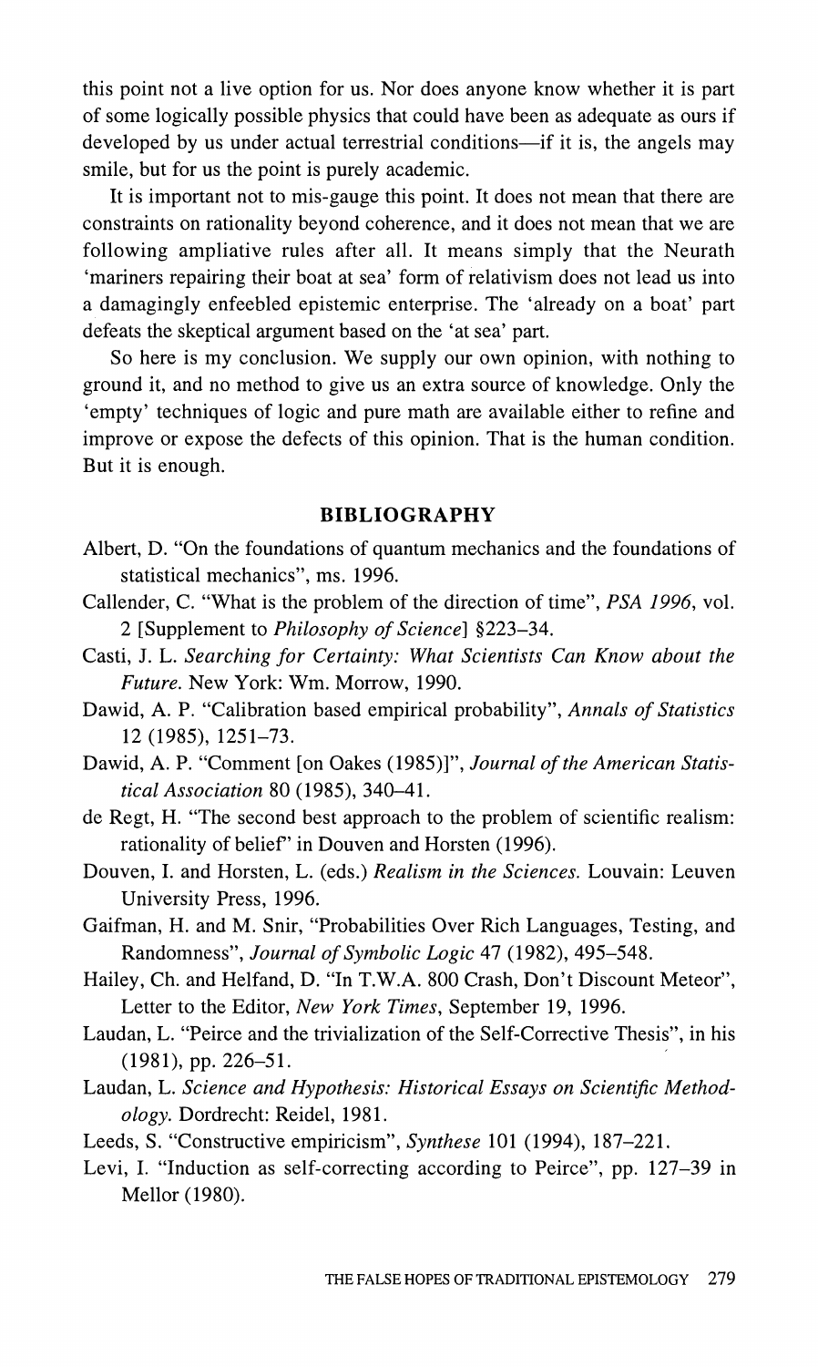this point not a live option for us. Nor does anyone know whether it is part of some logically possible physics that could have been as adequate as ours if developed by us under actual terrestrial conditions—if it is, the angels may smile, but for us the point is purely academic.

It is important not to mis-gauge this point. It does not mean that there are constraints on rationality beyond coherence, and it does not mean that we are following ampliative rules after all. It means simply that the Neurath 'mariners repairing their boat at sea' form of relativism does not lead us into a damagingly enfeebled epistemic enterprise. The 'already on a boat' part defeats the skeptical argument based on the 'at sea' part.

So here is my conclusion. We supply our own opinion, with nothing to ground it, and no method to give us an extra source of knowledge. Only the 'empty' techniques of logic and pure math are available either to refine and improve or expose the defects of this opinion. That is the human condition. But it is enough.

## BIBLIOGRAPHY

Albert, D. "On the foundations of quantum mechanics and the foundations of statistical mechanics", ms. 1996.

Callender, C. "What is the problem of the direction of time", *PSA 1996*, vol. 2 [Supplement to *Philosophy of Science*] §223–34.

Casti, J. L. *Searching for Certainty: What Scientists Can Know about the Future.* New York: Wm. Morrow, 1990.

Dawid, A. P. "Calibration based empirical probability", *Annals of Statistics* 12 (1985), 1251–73.

Dawid, A. P. "Comment [on Oakes (1985)]", *Journal of the American Statistical Association* 80 (1985), 340–41.

de Regt, H. "The second best approach to the problem of scientific realism: rationality of belief" in Douven and Horsten (1996).

Douven, I. and Horsten, L. (eds.) *Realism in the Sciences.* Louvain: Leuven University Press, 1996.

Gaifman, H. and M. Snir, "Probabilities Over Rich Languages, Testing, and Randomness", *Journal of Symbolic Logic* 47 (1982), 495–548.

Hailey, Ch. and Helfand, D. "In T.W.A. 800 Crash, Don't Discount Meteor", Letter to the Editor, *New York Times*, September 19, 1996.

Laudan, L. "Peirce and the trivialization of the Self-Corrective Thesis", in his (1981), pp. 226–51.

Laudan, L. *Science and Hypothesis: Historical Essays on Scientific Methodology.* Dordrecht: Reidel, 1981.

Leeds, S. "Constructive empiricism", *Synthese* 101 (1994), 187–221.

Levi, I. "Induction as self-correcting according to Peirce", pp. 127–39 in Mellor (1980).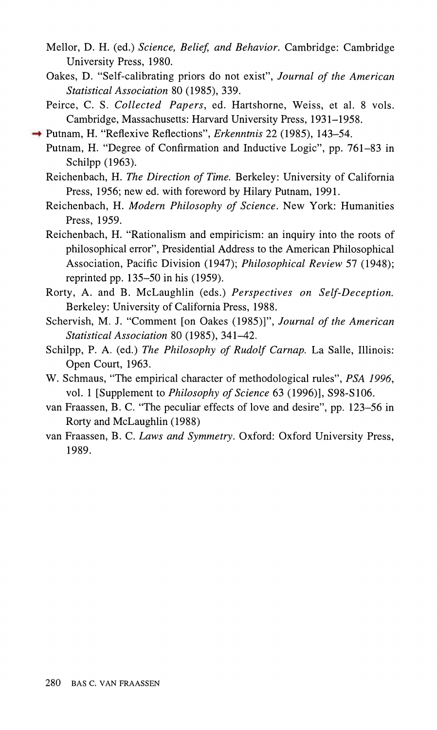Mellor, D. H. (ed.) *Science, Belief, and Behavior*. Cambridge: Cambridge University Press, 1980.

Oakes, D. "Self-calibrating priors do not exist", *Journal of the American Statistical Association* 80 (1985), 339.

Peirce, C. S. *Collected Papers*, ed. Hartshorne, Weiss, et al. 8 vols. Cambridge, Massachusetts: Harvard University Press, 1931–1958.

Putnam, H. "Reflexive Reflections", *Erkenntnis* 22 (1985), 143–54.

Putnam, H. "Degree of Confirmation and Inductive Logic", pp. 761–83 in Schilpp (1963).

Reichenbach, H. *The Direction of Time*. Berkeley: University of California Press, 1956; new ed. with foreword by Hilary Putnam, 1991.

Reichenbach, H. *Modern Philosophy of Science*. New York: Humanities Press, 1959.

Reichenbach, H. "Rationalism and empiricism: an inquiry into the roots of philosophical error", Presidential Address to the American Philosophical Association, Pacific Division (1947); *Philosophical Review* 57 (1948); reprinted pp. 135–50 in his (1959).

Rorty, A. and B. McLaughlin (eds.) *Perspectives on Self-Deception*. Berkeley: University of California Press, 1988.

Schervish, M. J. "Comment [on Oakes (1985)]", *Journal of the American Statistical Association* 80 (1985), 341–42.

Schilpp, P. A. (ed.) *The Philosophy of Rudolf Carnap*. La Salle, Illinois: Open Court, 1963.

W. Schmaus, "The empirical character of methodological rules", *PSA 1996*, vol. 1 [Supplement to *Philosophy of Science* 63 (1996)], S98-S106.

van Fraassen, B. C. "The peculiar effects of love and desire", pp. 123–56 in Rorty and McLaughlin (1988)

van Fraassen, B. C. *Laws and Symmetry*. Oxford: Oxford University Press, 1989.